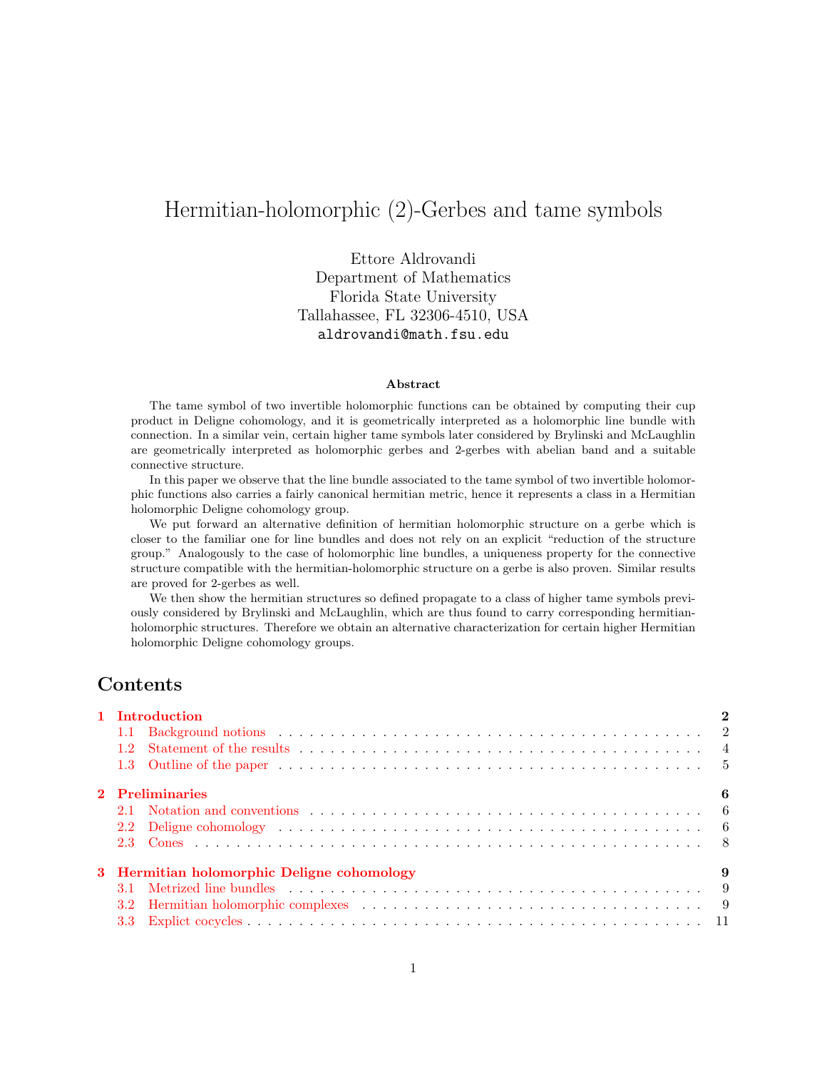# Hermitian-holomorphic (2)-Gerbes and tame symbols

Ettore Aldrovandi
Department of Mathematics
Florida State University
Tallahassee, FL 32306-4510, USA
aldrovandi@math.fsu.edu

**Abstract**

The tame symbol of two invertible holomorphic functions can be obtained by computing their cup product in Deligne cohomology, and it is geometrically interpreted as a holomorphic line bundle with connection. In a similar vein, certain higher tame symbols later considered by Brylinski and McLaughlin are geometrically interpreted as holomorphic gerbes and 2-gerbes with abelian band and a suitable connective structure.

In this paper we observe that the line bundle associated to the tame symbol of two invertible holomorphic functions also carries a fairly canonical hermitian metric, hence it represents a class in a Hermitian holomorphic Deligne cohomology group.

We put forward an alternative definition of hermitian holomorphic structure on a gerbe which is closer to the familiar one for line bundles and does not rely on an explicit "reduction of the structure group." Analogously to the case of holomorphic line bundles, a uniqueness property for the connective structure compatible with the hermitian-holomorphic structure on a gerbe is also proven. Similar results are proved for 2-gerbes as well.

We then show the hermitian structures so defined propagate to a class of higher tame symbols previously considered by Brylinski and McLaughlin, which are thus found to carry corresponding hermitian-holomorphic structures. Therefore we obtain an alternative characterization for certain higher Hermitian holomorphic Deligne cohomology groups.

## Contents

- **1 Introduction** — 2
  - 1.1 Background notions — 2
  - 1.2 Statement of the results — 4
  - 1.3 Outline of the paper — 5
- **2 Preliminaries** — 6
  - 2.1 Notation and conventions — 6
  - 2.2 Deligne cohomology — 6
  - 2.3 Cones — 8
- **3 Hermitian holomorphic Deligne cohomology** — 9
  - 3.1 Metrized line bundles — 9
  - 3.2 Hermitian holomorphic complexes — 9
  - 3.3 Explict cocycles — 11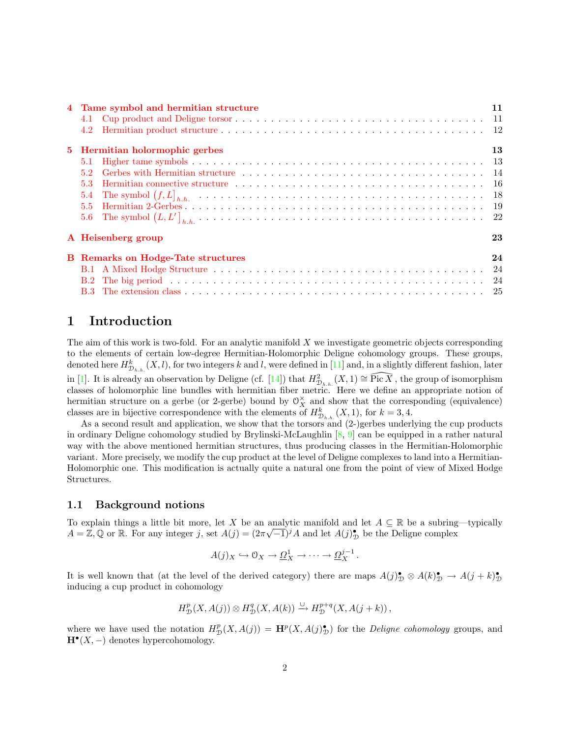| | | |
|---|---|---|
| **4** | **Tame symbol and hermitian structure** | **11** |
| | 4.1 Cup product and Deligne torsor | 11 |
| | 4.2 Hermitian product structure | 12 |
| **5** | **Hermitian holormophic gerbes** | **13** |
| | 5.1 Higher tame symbols | 13 |
| | 5.2 Gerbes with Hermitian structure | 14 |
| | 5.3 Hermitian connective structure | 16 |
| | 5.4 The symbol $\big(f, L\big]_{h.h.}$ | 18 |
| | 5.5 Hermitian 2-Gerbes | 19 |
| | 5.6 The symbol $\big(L, L'\big]_{h.h.}$ | 22 |
| **A** | **Heisenberg group** | **23** |
| **B** | **Remarks on Hodge-Tate structures** | **24** |
| | B.1 A Mixed Hodge Structure | 24 |
| | B.2 The big period | 24 |
| | B.3 The extension class | 25 |

# 1 Introduction

The aim of this work is two-fold. For an analytic manifold $X$ we investigate geometric objects corresponding to the elements of certain low-degree Hermitian-Holomorphic Deligne cohomology groups. These groups, denoted here $H^k_{\mathcal{D}_{h.h.}}(X,l)$, for two integers $k$ and $l$, were defined in [11] and, in a slightly different fashion, later in [1]. It is already an observation by Deligne (cf. [14]) that $H^2_{\mathcal{D}_{h.h.}}(X,1) \cong \widehat{\operatorname{Pic} X}$, the group of isomorphism classes of holomorphic line bundles with hermitian fiber metric. Here we define an appropriate notion of hermitian structure on a gerbe (or 2-gerbe) bound by $\mathcal{O}^\times_X$ and show that the corresponding (equivalence) classes are in bijective correspondence with the elements of $H^k_{\mathcal{D}_{h.h.}}(X,1)$, for $k=3,4$.

As a second result and application, we show that the torsors and (2-)gerbes underlying the cup products in ordinary Deligne cohomology studied by Brylinski-McLaughlin [8, 9] can be equipped in a rather natural way with the above mentioned hermitian structures, thus producing classes in the Hermitian-Holomorphic variant. More precisely, we modify the cup product at the level of Deligne complexes to land into a Hermitian-Holomorphic one. This modification is actually quite a natural one from the point of view of Mixed Hodge Structures.

## 1.1 Background notions

To explain things a little bit more, let $X$ be an analytic manifold and let $A \subseteq \mathbb{R}$ be a subring—typically $A = \mathbb{Z}, \mathbb{Q}$ or $\mathbb{R}$. For any integer $j$, set $A(j) = (2\pi\sqrt{-1})^j A$ and let $A(j)^\bullet_{\mathcal{D}}$ be the Deligne complex

$$A(j)_X \hookrightarrow \mathcal{O}_X \to \underline{\Omega}^1_X \to \cdots \to \underline{\Omega}^{j-1}_X .$$

It is well known that (at the level of the derived category) there are maps $A(j)^\bullet_{\mathcal{D}} \otimes A(k)^\bullet_{\mathcal{D}} \to A(j+k)^\bullet_{\mathcal{D}}$ inducing a cup product in cohomology

$$H^p_{\mathcal{D}}(X, A(j)) \otimes H^q_{\mathcal{D}}(X, A(k)) \xrightarrow{\cup} H^{p+q}_{\mathcal{D}}(X, A(j+k)) ,$$

where we have used the notation $H^p_{\mathcal{D}}(X, A(j)) = \mathbf{H}^p(X, A(j)^\bullet_{\mathcal{D}})$ for the *Deligne cohomology* groups, and $\mathbf{H}^\bullet(X, -)$ denotes hypercohomology.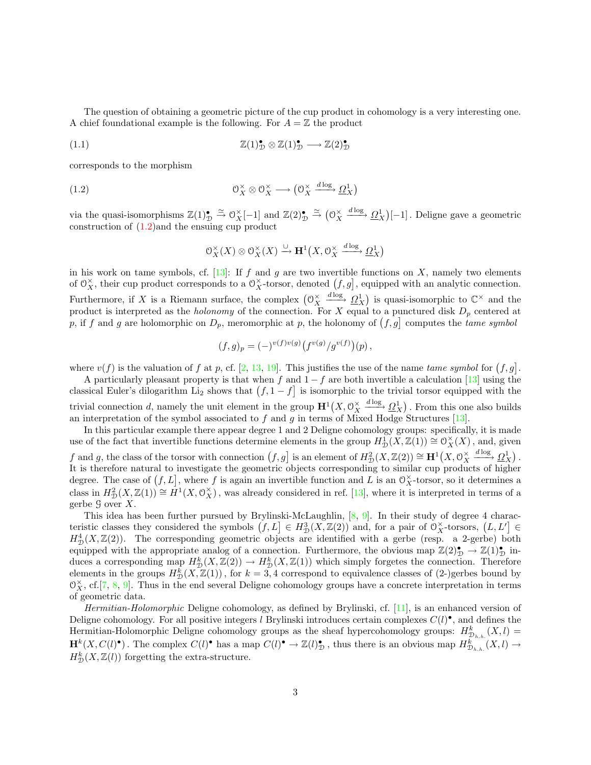The question of obtaining a geometric picture of the cup product in cohomology is a very interesting one. A chief foundational example is the following. For $A = \mathbb{Z}$ the product

$$\mathbb{Z}(1)^\bullet_{\mathcal{D}} \otimes \mathbb{Z}(1)^\bullet_{\mathcal{D}} \longrightarrow \mathbb{Z}(2)^\bullet_{\mathcal{D}} \tag{1.1}$$

corresponds to the morphism

$$\mathcal{O}_X^\times \otimes \mathcal{O}_X^\times \longrightarrow \big(\mathcal{O}_X^\times \xrightarrow{d\log} \underline{\Omega}^1_X\big) \tag{1.2}$$

via the quasi-isomorphisms $\mathbb{Z}(1)^\bullet_{\mathcal{D}} \xrightarrow{\simeq} \mathcal{O}_X^\times[-1]$ and $\mathbb{Z}(2)^\bullet_{\mathcal{D}} \xrightarrow{\simeq} \big(\mathcal{O}_X^\times \xrightarrow{d\log} \underline{\Omega}^1_X\big)[-1]$. Deligne gave a geometric construction of (1.2)and the ensuing cup product

$$\mathcal{O}_X^\times(X) \otimes \mathcal{O}_X^\times(X) \xrightarrow{\cup} \mathbf{H}^1\big(X, \mathcal{O}_X^\times \xrightarrow{d\log} \underline{\Omega}^1_X\big)$$

in his work on tame symbols, cf. [13]: If $f$ and $g$ are two invertible functions on $X$, namely two elements of $\mathcal{O}_X^\times$, their cup product corresponds to a $\mathcal{O}_X^\times$-torsor, denoted $\big(f, g\big]$, equipped with an analytic connection. Furthermore, if $X$ is a Riemann surface, the complex $\big(\mathcal{O}_X^\times \xrightarrow{d\log} \underline{\Omega}^1_X\big)$ is quasi-isomorphic to $\mathbb{C}^\times$ and the product is interpreted as the *holonomy* of the connection. For $X$ equal to a punctured disk $D_p$ centered at $p$, if $f$ and $g$ are holomorphic on $D_p$, meromorphic at $p$, the holonomy of $\big(f, g\big]$ computes the *tame symbol*

$$(f, g)_p = (-)^{v(f)v(g)}\big(f^{v(g)}/g^{v(f)}\big)(p)\,,$$

where $v(f)$ is the valuation of $f$ at $p$, cf. [2, 13, 19]. This justifies the use of the name *tame symbol* for $\big(f, g\big]$.

A particularly pleasant property is that when $f$ and $1-f$ are both invertible a calculation [13] using the classical Euler's dilogarithm $\mathrm{Li}_2$ shows that $\big(f, 1-f\big]$ is isomorphic to the trivial torsor equipped with the trivial connection $d$, namely the unit element in the group $\mathbf{H}^1\big(X, \mathcal{O}_X^\times \xrightarrow{d\log} \underline{\Omega}^1_X\big)$. From this one also builds an interpretation of the symbol associated to $f$ and $g$ in terms of Mixed Hodge Structures [13].

In this particular example there appear degree 1 and 2 Deligne cohomology groups: specifically, it is made use of the fact that invertible functions determine elements in the group $H^1_{\mathcal{D}}(X, \mathbb{Z}(1)) \cong \mathcal{O}_X^\times(X)$, and, given $f$ and $g$, the class of the torsor with connection $\big(f, g\big]$ is an element of $H^2_{\mathcal{D}}(X, \mathbb{Z}(2)) \cong \mathbf{H}^1\big(X, \mathcal{O}_X^\times \xrightarrow{d\log} \underline{\Omega}^1_X\big)$. It is therefore natural to investigate the geometric objects corresponding to similar cup products of higher degree. The case of $\big(f, L\big]$, where $f$ is again an invertible function and $L$ is an $\mathcal{O}_X^\times$-torsor, so it determines a class in $H^2_{\mathcal{D}}(X, \mathbb{Z}(1)) \cong H^1(X, \mathcal{O}_X^\times)$, was already considered in ref. [13], where it is interpreted in terms of a gerbe $\mathcal{G}$ over $X$.

This idea has been further pursued by Brylinski-McLaughlin, [8, 9]. In their study of degree 4 characteristic classes they considered the symbols $\big(f, L\big] \in H^3_{\mathcal{D}}(X, \mathbb{Z}(2))$ and, for a pair of $\mathcal{O}_X^\times$-torsors, $\big(L, L'\big] \in H^4_{\mathcal{D}}(X, \mathbb{Z}(2))$. The corresponding geometric objects are identified with a gerbe (resp. a 2-gerbe) both equipped with the appropriate analog of a connection. Furthermore, the obvious map $\mathbb{Z}(2)^\bullet_{\mathcal{D}} \to \mathbb{Z}(1)^\bullet_{\mathcal{D}}$ induces a corresponding map $H^k_{\mathcal{D}}(X, \mathbb{Z}(2)) \to H^k_{\mathcal{D}}(X, \mathbb{Z}(1))$ which simply forgetes the connection. Therefore elements in the groups $H^k_{\mathcal{D}}(X, \mathbb{Z}(1))$, for $k = 3, 4$ correspond to equivalence classes of (2-)gerbes bound by $\mathcal{O}_X^\times$, cf.[7, 8, 9]. Thus in the end several Deligne cohomology groups have a concrete interpretation in terms of geometric data.

*Hermitian-Holomorphic* Deligne cohomology, as defined by Brylinski, cf. [11], is an enhanced version of Deligne cohomology. For all positive integers $l$ Brylinski introduces certain complexes $C(l)^\bullet$, and defines the Hermitian-Holomorphic Deligne cohomology groups as the sheaf hypercohomology groups: $H^k_{\mathcal{D}_{h.h.}}(X, l) = \mathbf{H}^k(X, C(l)^\bullet)$. The complex $C(l)^\bullet$ has a map $C(l)^\bullet \to \mathbb{Z}(l)^\bullet_{\mathcal{D}}$, thus there is an obvious map $H^k_{\mathcal{D}_{h.h.}}(X, l) \to H^k_{\mathcal{D}}(X, \mathbb{Z}(l))$ forgetting the extra-structure.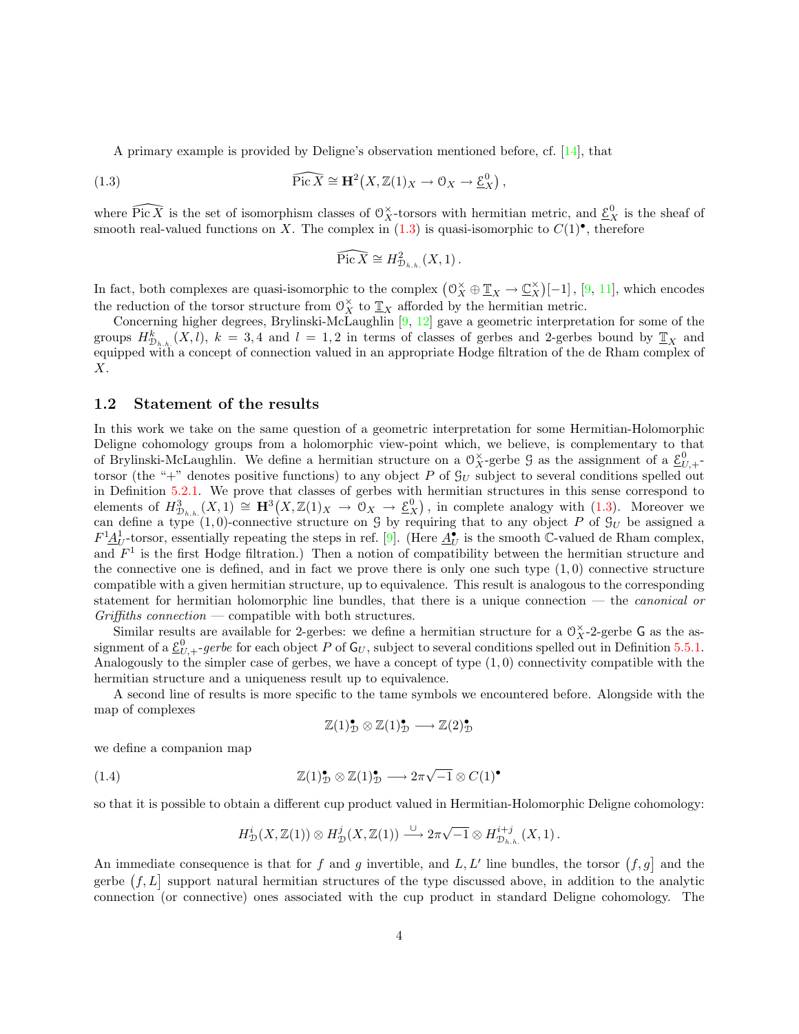A primary example is provided by Deligne's observation mentioned before, cf. [14], that

$$\widehat{\operatorname{Pic} X} \cong \mathbf{H}^2\big(X, \mathbb{Z}(1)_X \to \mathcal{O}_X \to \underline{\mathcal{E}}^0_X\big)\,, \tag{1.3}$$

where $\widehat{\operatorname{Pic} X}$ is the set of isomorphism classes of $\mathcal{O}_X^\times$-torsors with hermitian metric, and $\underline{\mathcal{E}}^0_X$ is the sheaf of smooth real-valued functions on $X$. The complex in (1.3) is quasi-isomorphic to $C(1)^\bullet$, therefore

$$\widehat{\operatorname{Pic} X} \cong H^2_{\mathcal{D}_{h.h.}}(X, 1)\,.$$

In fact, both complexes are quasi-isomorphic to the complex $\big(\mathcal{O}_X^\times \oplus \underline{\mathbb{T}}_X \to \underline{\mathbb{C}}_X^\times\big)[-1]$, [9, 11], which encodes the reduction of the torsor structure from $\mathcal{O}_X^\times$ to $\underline{\mathbb{T}}_X$ afforded by the hermitian metric.

Concerning higher degrees, Brylinski-McLaughlin [9, 12] gave a geometric interpretation for some of the groups $H^k_{\mathcal{D}_{h.h.}}(X, l)$, $k = 3, 4$ and $l = 1, 2$ in terms of classes of gerbes and 2-gerbes bound by $\underline{\mathbb{T}}_X$ and equipped with a concept of connection valued in an appropriate Hodge filtration of the de Rham complex of $X$.

## 1.2 Statement of the results

In this work we take on the same question of a geometric interpretation for some Hermitian-Holomorphic Deligne cohomology groups from a holomorphic view-point which, we believe, is complementary to that of Brylinski-McLaughlin. We define a hermitian structure on a $\mathcal{O}_X^\times$-gerbe $\mathcal{G}$ as the assignment of a $\underline{\mathcal{E}}^0_{U,+}$-torsor (the "+" denotes positive functions) to any object $P$ of $\mathcal{G}_U$ subject to several conditions spelled out in Definition 5.2.1. We prove that classes of gerbes with hermitian structures in this sense correspond to elements of $H^3_{\mathcal{D}_{h.h.}}(X, 1) \cong \mathbf{H}^3\big(X, \mathbb{Z}(1)_X \to \mathcal{O}_X \to \underline{\mathcal{E}}^0_X\big)$, in complete analogy with (1.3). Moreover we can define a type $(1, 0)$-connective structure on $\mathcal{G}$ by requiring that to any object $P$ of $\mathcal{G}_U$ be assigned a $F^1\underline{A}^1_U$-torsor, essentially repeating the steps in ref. [9]. (Here $\underline{A}^\bullet_U$ is the smooth $\mathbb{C}$-valued de Rham complex, and $F^1$ is the first Hodge filtration.) Then a notion of compatibility between the hermitian structure and the connective one is defined, and in fact we prove there is only one such type $(1, 0)$ connective structure compatible with a given hermitian structure, up to equivalence. This result is analogous to the corresponding statement for hermitian holomorphic line bundles, that there is a unique connection — the *canonical or Griffiths connection* — compatible with both structures.

Similar results are available for 2-gerbes: we define a hermitian structure for a $\mathcal{O}_X^\times$-2-gerbe $\mathsf{G}$ as the assignment of a $\underline{\mathcal{E}}^0_{U,+}$-*gerbe* for each object $P$ of $\mathsf{G}_U$, subject to several conditions spelled out in Definition 5.5.1. Analogously to the simpler case of gerbes, we have a concept of type $(1, 0)$ connectivity compatible with the hermitian structure and a uniqueness result up to equivalence.

A second line of results is more specific to the tame symbols we encountered before. Alongside with the map of complexes

$$\mathbb{Z}(1)^\bullet_{\mathcal{D}} \otimes \mathbb{Z}(1)^\bullet_{\mathcal{D}} \longrightarrow \mathbb{Z}(2)^\bullet_{\mathcal{D}}$$

we define a companion map

$$\mathbb{Z}(1)^\bullet_{\mathcal{D}} \otimes \mathbb{Z}(1)^\bullet_{\mathcal{D}} \longrightarrow 2\pi\sqrt{-1} \otimes C(1)^\bullet \tag{1.4}$$

so that it is possible to obtain a different cup product valued in Hermitian-Holomorphic Deligne cohomology:

$$H^i_{\mathcal{D}}(X, \mathbb{Z}(1)) \otimes H^j_{\mathcal{D}}(X, \mathbb{Z}(1)) \xrightarrow{\;\cup\;} 2\pi\sqrt{-1} \otimes H^{i+j}_{\mathcal{D}_{h.h.}}(X, 1)\,.$$

An immediate consequence is that for $f$ and $g$ invertible, and $L, L'$ line bundles, the torsor $\big(f, g\big]$ and the gerbe $\big(f, L\big]$ support natural hermitian structures of the type discussed above, in addition to the analytic connection (or connective) ones associated with the cup product in standard Deligne cohomology. The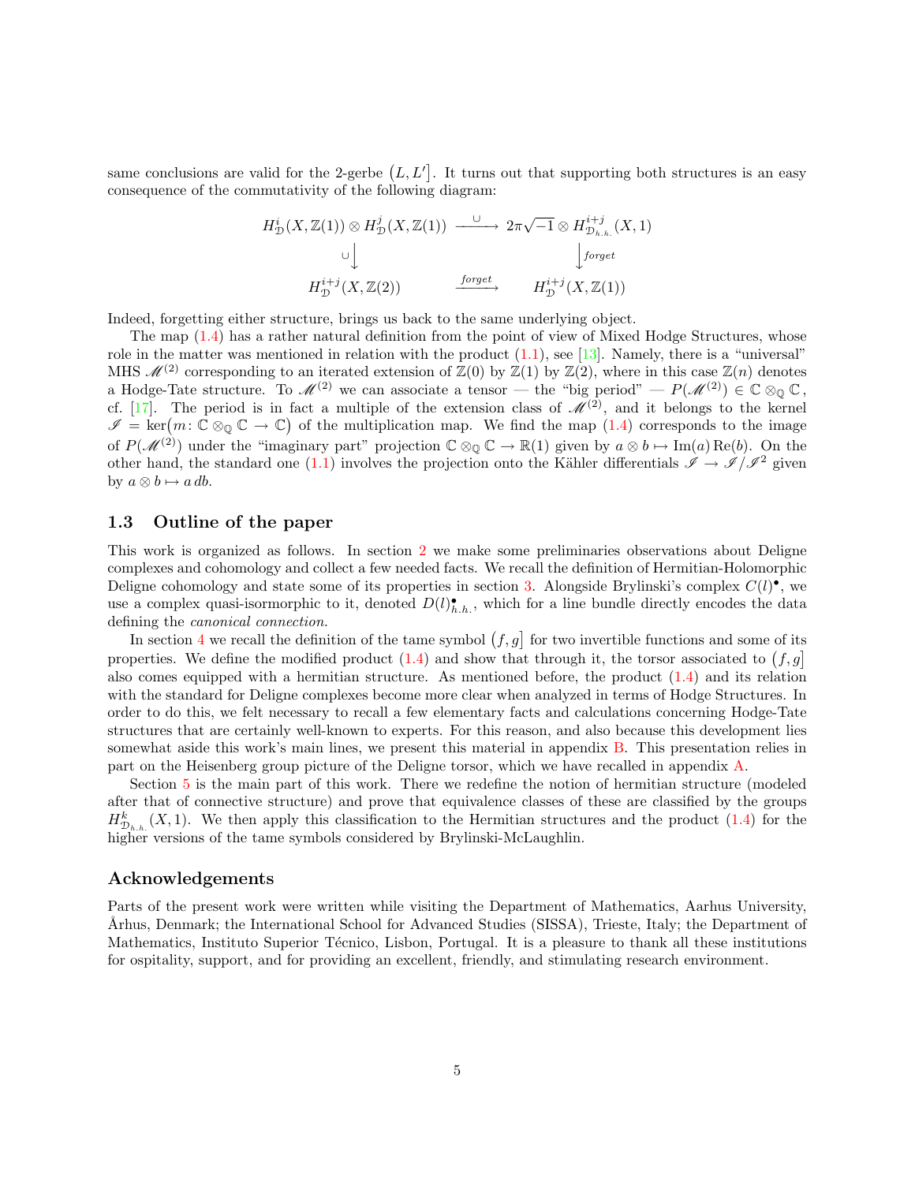same conclusions are valid for the 2-gerbe $\big(L, L'\big]$. It turns out that supporting both structures is an easy consequence of the commutativity of the following diagram:

$$\begin{array}{ccc}
H^i_{\mathcal{D}}(X,\mathbb{Z}(1)) \otimes H^j_{\mathcal{D}}(X,\mathbb{Z}(1)) & \xrightarrow{\ \cup\ } & 2\pi\sqrt{-1} \otimes H^{i+j}_{\mathcal{D}_{h.h.}}(X,1) \\
\cup \big\downarrow & & \big\downarrow \mathit{forget} \\
H^{i+j}_{\mathcal{D}}(X,\mathbb{Z}(2)) & \xrightarrow{\ \mathit{forget}\ } & H^{i+j}_{\mathcal{D}}(X,\mathbb{Z}(1))
\end{array}$$

Indeed, forgetting either structure, brings us back to the same underlying object.

The map (1.4) has a rather natural definition from the point of view of Mixed Hodge Structures, whose role in the matter was mentioned in relation with the product (1.1), see [13]. Namely, there is a "universal" MHS $\mathscr{M}^{(2)}$ corresponding to an iterated extension of $\mathbb{Z}(0)$ by $\mathbb{Z}(1)$ by $\mathbb{Z}(2)$, where in this case $\mathbb{Z}(n)$ denotes a Hodge-Tate structure. To $\mathscr{M}^{(2)}$ we can associate a tensor — the "big period" — $P(\mathscr{M}^{(2)}) \in \mathbb{C} \otimes_{\mathbb{Q}} \mathbb{C}$, cf. [17]. The period is in fact a multiple of the extension class of $\mathscr{M}^{(2)}$, and it belongs to the kernel $\mathscr{I} = \ker\big(m \colon \mathbb{C} \otimes_{\mathbb{Q}} \mathbb{C} \to \mathbb{C}\big)$ of the multiplication map. We find the map (1.4) corresponds to the image of $P(\mathscr{M}^{(2)})$ under the "imaginary part" projection $\mathbb{C} \otimes_{\mathbb{Q}} \mathbb{C} \to \mathbb{R}(1)$ given by $a \otimes b \mapsto \operatorname{Im}(a) \operatorname{Re}(b)$. On the other hand, the standard one (1.1) involves the projection onto the Kähler differentials $\mathscr{I} \to \mathscr{I}/\mathscr{I}^2$ given by $a \otimes b \mapsto a\, db$.

### 1.3 Outline of the paper

This work is organized as follows. In section 2 we make some preliminaries observations about Deligne complexes and cohomology and collect a few needed facts. We recall the definition of Hermitian-Holomorphic Deligne cohomology and state some of its properties in section 3. Alongside Brylinski's complex $C(l)^{\bullet}$, we use a complex quasi-isormorphic to it, denoted $D(l)^{\bullet}_{h.h.}$, which for a line bundle directly encodes the data defining the *canonical connection.*

In section 4 we recall the definition of the tame symbol $\big(f, g\big]$ for two invertible functions and some of its properties. We define the modified product (1.4) and show that through it, the torsor associated to $\big(f, g\big]$ also comes equipped with a hermitian structure. As mentioned before, the product (1.4) and its relation with the standard for Deligne complexes become more clear when analyzed in terms of Hodge Structures. In order to do this, we felt necessary to recall a few elementary facts and calculations concerning Hodge-Tate structures that are certainly well-known to experts. For this reason, and also because this development lies somewhat aside this work's main lines, we present this material in appendix B. This presentation relies in part on the Heisenberg group picture of the Deligne torsor, which we have recalled in appendix A.

Section 5 is the main part of this work. There we redefine the notion of hermitian structure (modeled after that of connective structure) and prove that equivalence classes of these are classified by the groups $H^k_{\mathcal{D}_{h.h.}}(X, 1)$. We then apply this classification to the Hermitian structures and the product (1.4) for the higher versions of the tame symbols considered by Brylinski-McLaughlin.

### Acknowledgements

Parts of the present work were written while visiting the Department of Mathematics, Aarhus University, Århus, Denmark; the International School for Advanced Studies (SISSA), Trieste, Italy; the Department of Mathematics, Instituto Superior Técnico, Lisbon, Portugal. It is a pleasure to thank all these institutions for ospitality, support, and for providing an excellent, friendly, and stimulating research environment.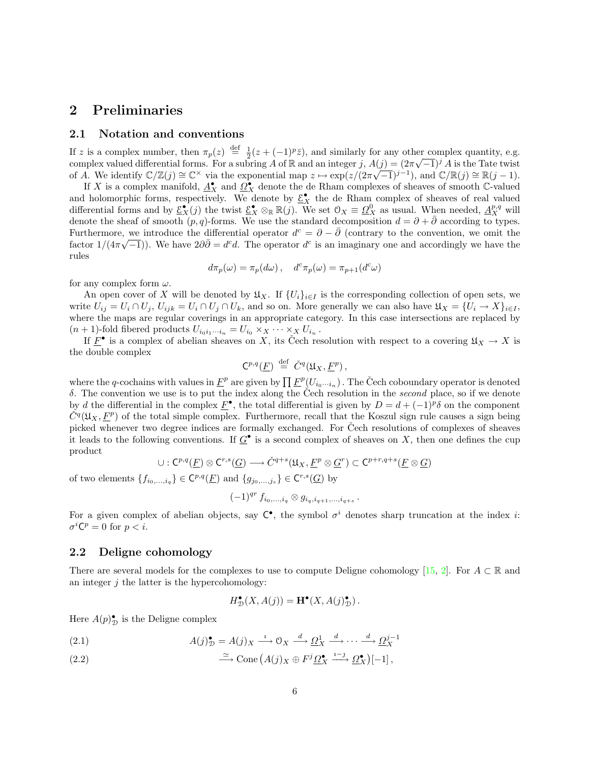## 2 Preliminaries

### 2.1 Notation and conventions

If $z$ is a complex number, then $\pi_p(z) \overset{\text{def}}{=} \frac{1}{2}(z + (-1)^p \bar{z})$, and similarly for any other complex quantity, e.g. complex valued differential forms. For a subring $A$ of $\mathbb{R}$ and an integer $j$, $A(j) = (2\pi\sqrt{-1})^j A$ is the Tate twist of $A$. We identify $\mathbb{C}/\mathbb{Z}(j) \cong \mathbb{C}^\times$ via the exponential map $z \mapsto \exp(z/(2\pi\sqrt{-1})^{j-1})$, and $\mathbb{C}/\mathbb{R}(j) \cong \mathbb{R}(j-1)$.

If $X$ is a complex manifold, $\underline{A}^\bullet_X$ and $\underline{\Omega}^\bullet_X$ denote the de Rham complexes of sheaves of smooth $\mathbb{C}$-valued and holomorphic forms, respectively. We denote by $\underline{\mathcal{E}}^\bullet_X$ the de Rham complex of sheaves of real valued differential forms and by $\underline{\mathcal{E}}^\bullet_X(j)$ the twist $\underline{\mathcal{E}}^\bullet_X \otimes_\mathbb{R} \mathbb{R}(j)$. We set $\mathcal{O}_X \equiv \underline{\Omega}^0_X$ as usual. When needed, $\underline{A}^{p,q}_X$ will denote the sheaf of smooth $(p,q)$-forms. We use the standard decomposition $d = \partial + \bar\partial$ according to types. Furthermore, we introduce the differential operator $d^c = \partial - \bar\partial$ (contrary to the convention, we omit the factor $1/(4\pi\sqrt{-1})$). We have $2\partial\bar\partial = d^c d$. The operator $d^c$ is an imaginary one and accordingly we have the rules

$$d\pi_p(\omega) = \pi_p(d\omega)\,, \quad d^c\pi_p(\omega) = \pi_{p+1}(d^c\omega)$$

for any complex form $\omega$.

An open cover of $X$ will be denoted by $\mathfrak{U}_X$. If $\{U_i\}_{i\in I}$ is the corresponding collection of open sets, we write $U_{ij} = U_i \cap U_j$, $U_{ijk} = U_i \cap U_j \cap U_k$, and so on. More generally we can also have $\mathfrak{U}_X = \{U_i \to X\}_{i\in I}$, where the maps are regular coverings in an appropriate category. In this case intersections are replaced by $(n+1)$-fold fibered products $U_{i_0 i_1 \cdots i_n} = U_{i_0} \times_X \cdots \times_X U_{i_n}$.

If $\underline{F}^\bullet$ is a complex of abelian sheaves on $X$, its Čech resolution with respect to a covering $\mathfrak{U}_X \to X$ is the double complex

$$\mathsf{C}^{p,q}(\underline{F}) \overset{\text{def}}{=} \check{C}^q(\mathfrak{U}_X, \underline{F}^p)\,,$$

where the $q$-cochains with values in $\underline{F}^p$ are given by $\prod \underline{F}^p(U_{i_0\cdots i_n})$. The Čech coboundary operator is denoted $\delta$. The convention we use is to put the index along the Čech resolution in the *second* place, so if we denote by $d$ the differential in the complex $\underline{F}^\bullet$, the total differential is given by $D = d + (-1)^p\delta$ on the component $\check{C}^q(\mathfrak{U}_X, \underline{F}^p)$ of the total simple complex. Furthermore, recall that the Koszul sign rule causes a sign being picked whenever two degree indices are formally exchanged. For Čech resolutions of complexes of sheaves it leads to the following conventions. If $\underline{G}^\bullet$ is a second complex of sheaves on $X$, then one defines the cup product

$$\cup : \mathsf{C}^{p,q}(\underline{F}) \otimes \mathsf{C}^{r,s}(\underline{G}) \longrightarrow \check{C}^{q+s}(\mathfrak{U}_X, \underline{F}^p \otimes \underline{G}^r) \subset \mathsf{C}^{p+r,q+s}(\underline{F} \otimes \underline{G})$$

of two elements $\{f_{i_0,\dots,i_q}\} \in \mathsf{C}^{p,q}(\underline{F})$ and $\{g_{j_0,\dots,j_s}\} \in \mathsf{C}^{r,s}(\underline{G})$ by

$$(-1)^{qr}\, f_{i_0,\dots,i_q} \otimes g_{i_q,i_{q+1},\dots,i_{q+s}}\,.$$

For a given complex of abelian objects, say $\mathsf{C}^\bullet$, the symbol $\sigma^i$ denotes sharp truncation at the index $i$: $\sigma^i\mathsf{C}^p = 0$ for $p < i$.

### 2.2 Deligne cohomology

There are several models for the complexes to use to compute Deligne cohomology [15, 2]. For $A \subset \mathbb{R}$ and an integer $j$ the latter is the hypercohomology:

$$H^\bullet_\mathcal{D}(X, A(j)) = \mathbf{H}^\bullet(X, A(j)^\bullet_\mathcal{D})\,.$$

Here $A(p)^\bullet_\mathcal{D}$ is the Deligne complex

$$A(j)^\bullet_\mathcal{D} = A(j)_X \xrightarrow{\imath} \mathcal{O}_X \xrightarrow{d} \underline{\Omega}^1_X \xrightarrow{d} \cdots \xrightarrow{d} \underline{\Omega}^{j-1}_X \tag{2.1}$$

$$\xrightarrow{\simeq} \operatorname{Cone}\big(A(j)_X \oplus F^j\underline{\Omega}^\bullet_X \xrightarrow{\imath - \jmath} \underline{\Omega}^\bullet_X\big)[-1]\,, \tag{2.2}$$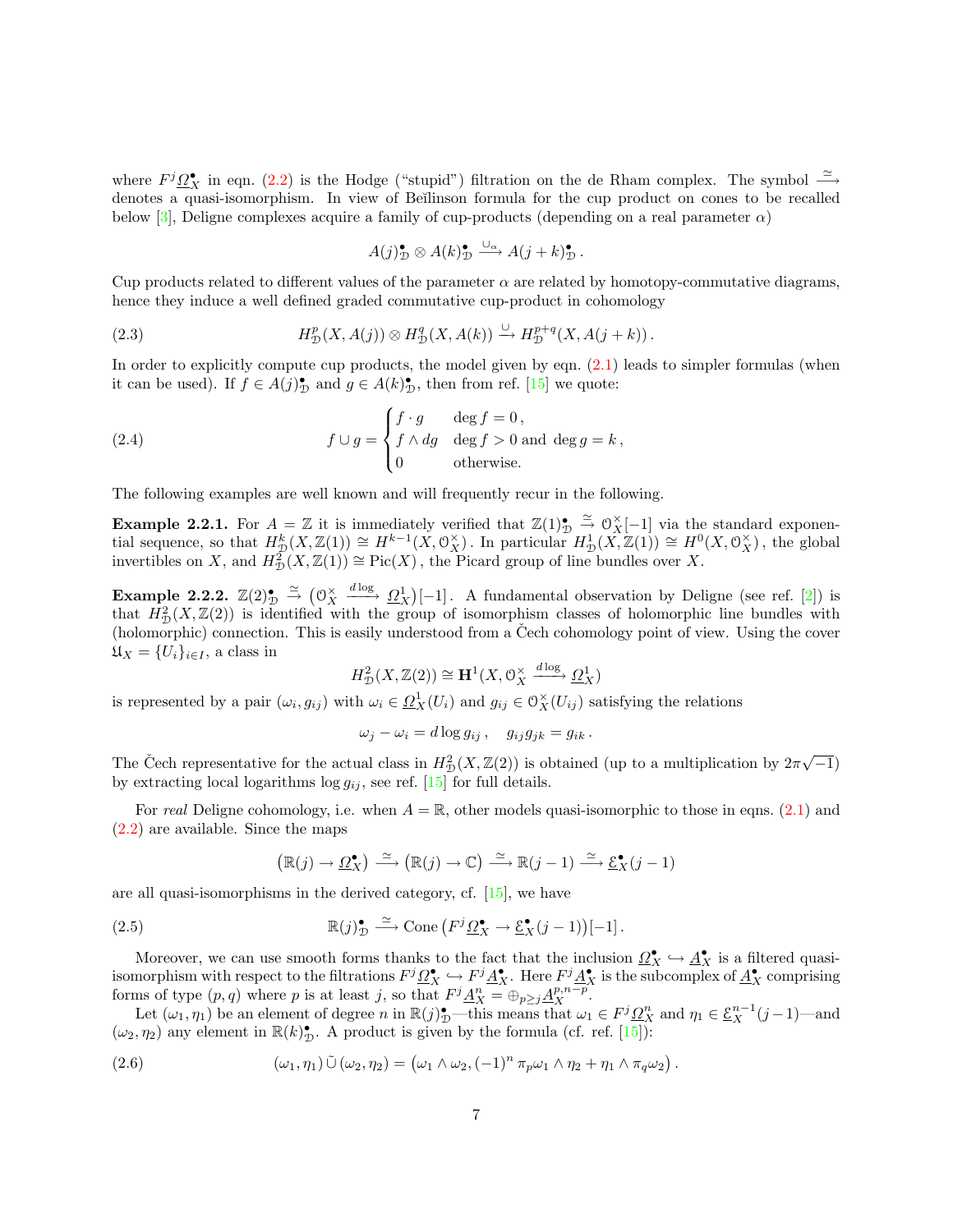where $F^j\underline{\Omega}^\bullet_X$ in eqn. (2.2) is the Hodge ("stupid") filtration on the de Rham complex. The symbol $\xrightarrow{\simeq}$ denotes a quasi-isomorphism. In view of Beĭlinson formula for the cup product on cones to be recalled below [3], Deligne complexes acquire a family of cup-products (depending on a real parameter $\alpha$)

$$A(j)^\bullet_{\mathcal{D}} \otimes A(k)^\bullet_{\mathcal{D}} \xrightarrow{\cup_\alpha} A(j+k)^\bullet_{\mathcal{D}}\,.$$

Cup products related to different values of the parameter $\alpha$ are related by homotopy-commutative diagrams, hence they induce a well defined graded commutative cup-product in cohomology

$$H^p_{\mathcal{D}}(X, A(j)) \otimes H^q_{\mathcal{D}}(X, A(k)) \xrightarrow{\cup} H^{p+q}_{\mathcal{D}}(X, A(j+k))\,. \tag{2.3}$$

In order to explicitly compute cup products, the model given by eqn. (2.1) leads to simpler formulas (when it can be used). If $f \in A(j)^\bullet_{\mathcal{D}}$ and $g \in A(k)^\bullet_{\mathcal{D}}$, then from ref. [15] we quote:

$$f \cup g = \begin{cases} f \cdot g & \deg f = 0\,, \\ f \wedge dg & \deg f > 0 \text{ and } \deg g = k\,, \\ 0 & \text{otherwise.} \end{cases} \tag{2.4}$$

The following examples are well known and will frequently recur in the following.

**Example 2.2.1.** For $A = \mathbb{Z}$ it is immediately verified that $\mathbb{Z}(1)^\bullet_{\mathcal{D}} \xrightarrow{\simeq} \mathcal{O}^\times_X[-1]$ via the standard exponential sequence, so that $H^k_{\mathcal{D}}(X, \mathbb{Z}(1)) \cong H^{k-1}(X, \mathcal{O}^\times_X)$. In particular $H^1_{\mathcal{D}}(X, \mathbb{Z}(1)) \cong H^0(X, \mathcal{O}^\times_X)$, the global invertibles on $X$, and $H^2_{\mathcal{D}}(X, \mathbb{Z}(1)) \cong \operatorname{Pic}(X)$, the Picard group of line bundles over $X$.

**Example 2.2.2.** $\mathbb{Z}(2)^\bullet_{\mathcal{D}} \xrightarrow{\simeq} \big(\mathcal{O}^\times_X \xrightarrow{d\log} \underline{\Omega}^1_X\big)[-1]$. A fundamental observation by Deligne (see ref. [2]) is that $H^2_{\mathcal{D}}(X, \mathbb{Z}(2))$ is identified with the group of isomorphism classes of holomorphic line bundles with (holomorphic) connection. This is easily understood from a Čech cohomology point of view. Using the cover $\mathfrak{U}_X = \{U_i\}_{i\in I}$, a class in

$$H^2_{\mathcal{D}}(X, \mathbb{Z}(2)) \cong \mathbf{H}^1(X, \mathcal{O}^\times_X \xrightarrow{d\log} \underline{\Omega}^1_X)$$

is represented by a pair $(\omega_i, g_{ij})$ with $\omega_i \in \underline{\Omega}^1_X(U_i)$ and $g_{ij} \in \mathcal{O}^\times_X(U_{ij})$ satisfying the relations

$$\omega_j - \omega_i = d\log g_{ij}\,, \quad g_{ij}g_{jk} = g_{ik}\,.$$

The Čech representative for the actual class in $H^2_{\mathcal{D}}(X, \mathbb{Z}(2))$ is obtained (up to a multiplication by $2\pi\sqrt{-1}$) by extracting local logarithms $\log g_{ij}$, see ref. [15] for full details.

For *real* Deligne cohomology, i.e. when $A = \mathbb{R}$, other models quasi-isomorphic to those in eqns. (2.1) and (2.2) are available. Since the maps

$$\big(\mathbb{R}(j) \to \underline{\Omega}^\bullet_X\big) \xrightarrow{\simeq} \big(\mathbb{R}(j) \to \mathbb{C}\big) \xrightarrow{\simeq} \mathbb{R}(j-1) \xrightarrow{\simeq} \underline{\mathcal{E}}^\bullet_X(j-1)$$

are all quasi-isomorphisms in the derived category, cf. [15], we have

$$\mathbb{R}(j)^\bullet_{\mathcal{D}} \xrightarrow{\simeq} \operatorname{Cone}\big(F^j\underline{\Omega}^\bullet_X \to \underline{\mathcal{E}}^\bullet_X(j-1)\big)[-1]\,. \tag{2.5}$$

Moreover, we can use smooth forms thanks to the fact that the inclusion $\underline{\Omega}^\bullet_X \hookrightarrow \underline{A}^\bullet_X$ is a filtered quasi-isomorphism with respect to the filtrations $F^j\underline{\Omega}^\bullet_X \hookrightarrow F^j\underline{A}^\bullet_X$. Here $F^j\underline{A}^\bullet_X$ is the subcomplex of $\underline{A}^\bullet_X$ comprising forms of type $(p,q)$ where $p$ is at least $j$, so that $F^j\underline{A}^n_X = \oplus_{p\geq j}\underline{A}^{p,n-p}_X$.

Let $(\omega_1, \eta_1)$ be an element of degree $n$ in $\mathbb{R}(j)^\bullet_{\mathcal{D}}$—this means that $\omega_1 \in F^j\underline{\Omega}^n_X$ and $\eta_1 \in \underline{\mathcal{E}}^{n-1}_X(j-1)$—and $(\omega_2, \eta_2)$ any element in $\mathbb{R}(k)^\bullet_{\mathcal{D}}$. A product is given by the formula (cf. ref. [15]):

$$(\omega_1, \eta_1)\,\tilde{\cup}\,(\omega_2, \eta_2) = \big(\omega_1 \wedge \omega_2, (-1)^n\,\pi_p\omega_1 \wedge \eta_2 + \eta_1 \wedge \pi_q\omega_2\big)\,. \tag{2.6}$$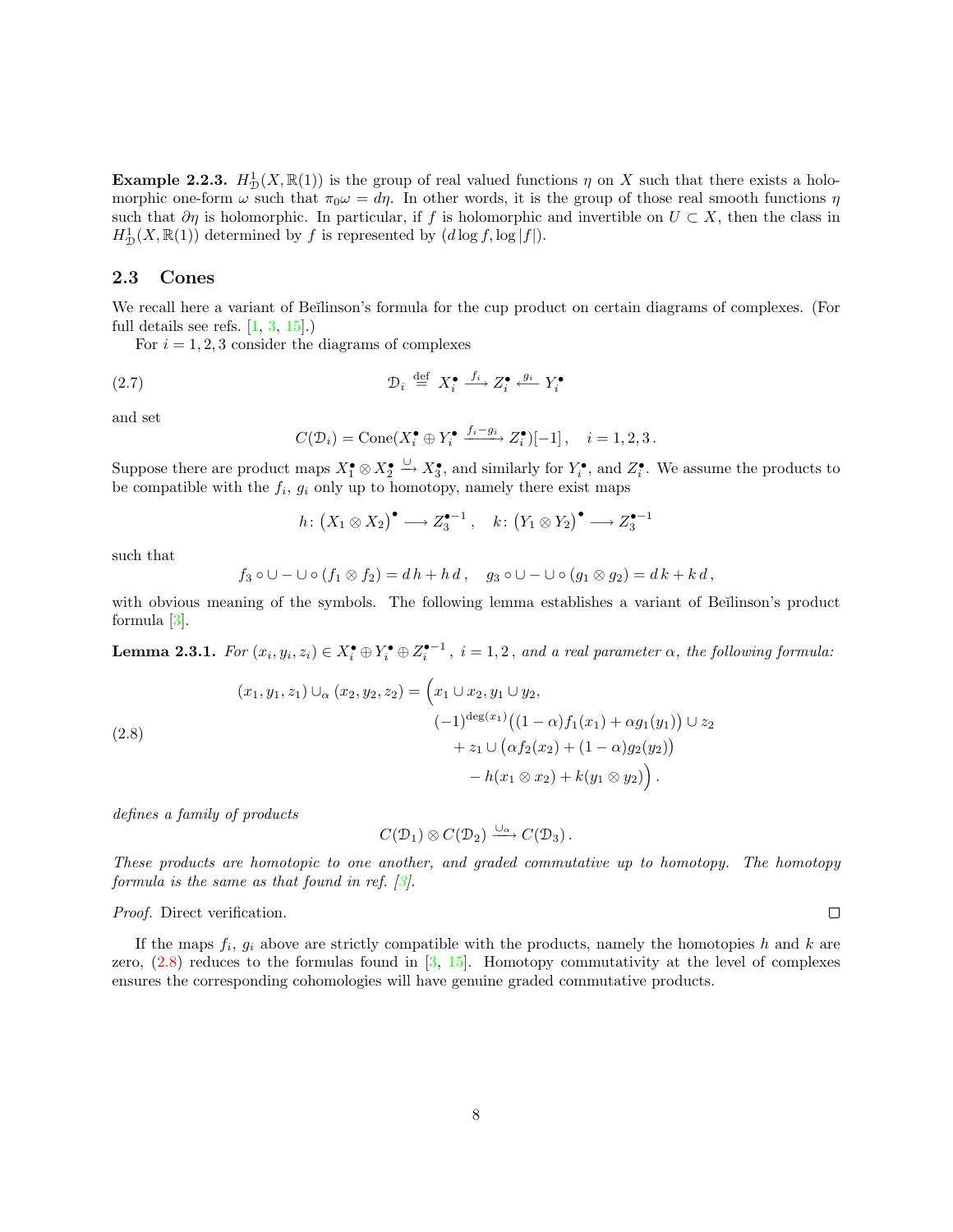**Example 2.2.3.** $H^1_{\mathcal{D}}(X,\mathbb{R}(1))$ is the group of real valued functions $\eta$ on $X$ such that there exists a holomorphic one-form $\omega$ such that $\pi_0\omega = d\eta$. In other words, it is the group of those real smooth functions $\eta$ such that $\partial\eta$ is holomorphic. In particular, if $f$ is holomorphic and invertible on $U \subset X$, then the class in $H^1_{\mathcal{D}}(X,\mathbb{R}(1))$ determined by $f$ is represented by $(d\log f, \log|f|)$.

## 2.3 Cones

We recall here a variant of Beĭlinson's formula for the cup product on certain diagrams of complexes. (For full details see refs. [1, 3, 15].)

For $i = 1, 2, 3$ consider the diagrams of complexes

$$\mathcal{D}_i \overset{\text{def}}{=} X^\bullet_i \xrightarrow{f_i} Z^\bullet_i \xleftarrow{g_i} Y^\bullet_i \tag{2.7}$$

and set

$$C(\mathcal{D}_i) = \operatorname{Cone}(X^\bullet_i \oplus Y^\bullet_i \xrightarrow{f_i - g_i} Z^\bullet_i)[-1]\,, \quad i = 1,2,3\,.$$

Suppose there are product maps $X^\bullet_1 \otimes X^\bullet_2 \xrightarrow{\cup} X^\bullet_3$, and similarly for $Y^\bullet_i$, and $Z^\bullet_i$. We assume the products to be compatible with the $f_i$, $g_i$ only up to homotopy, namely there exist maps

$$h\colon \big(X_1 \otimes X_2\big)^\bullet \longrightarrow Z_3^{\bullet-1}\,, \quad k\colon \big(Y_1 \otimes Y_2\big)^\bullet \longrightarrow Z_3^{\bullet-1}$$

such that

$$f_3 \circ \cup - \cup \circ (f_1 \otimes f_2) = d\,h + h\,d\,, \quad g_3 \circ \cup - \cup \circ (g_1 \otimes g_2) = d\,k + k\,d\,,$$

with obvious meaning of the symbols. The following lemma establishes a variant of Beĭlinson's product formula [3].

**Lemma 2.3.1.** *For $(x_i, y_i, z_i) \in X^\bullet_i \oplus Y^\bullet_i \oplus Z^{\bullet-1}_i$, $i = 1, 2$, and a real parameter $\alpha$, the following formula:*

$$\begin{aligned}(x_1, y_1, z_1) \cup_\alpha (x_2, y_2, z_2) = \Big(&x_1 \cup x_2, y_1 \cup y_2,\\ &(-1)^{\deg(x_1)}\big((1-\alpha)f_1(x_1) + \alpha g_1(y_1)\big) \cup z_2\\ &\quad + z_1 \cup \big(\alpha f_2(x_2) + (1-\alpha) g_2(y_2)\big)\\ &\qquad - h(x_1 \otimes x_2) + k(y_1 \otimes y_2)\Big)\,.\end{aligned} \tag{2.8}$$

*defines a family of products*

$$C(\mathcal{D}_1) \otimes C(\mathcal{D}_2) \xrightarrow{\cup_\alpha} C(\mathcal{D}_3)\,.$$

*These products are homotopic to one another, and graded commutative up to homotopy. The homotopy formula is the same as that found in ref. [3].*

*Proof.* Direct verification. ∎

If the maps $f_i$, $g_i$ above are strictly compatible with the products, namely the homotopies $h$ and $k$ are zero, (2.8) reduces to the formulas found in [3, 15]. Homotopy commutativity at the level of complexes ensures the corresponding cohomologies will have genuine graded commutative products.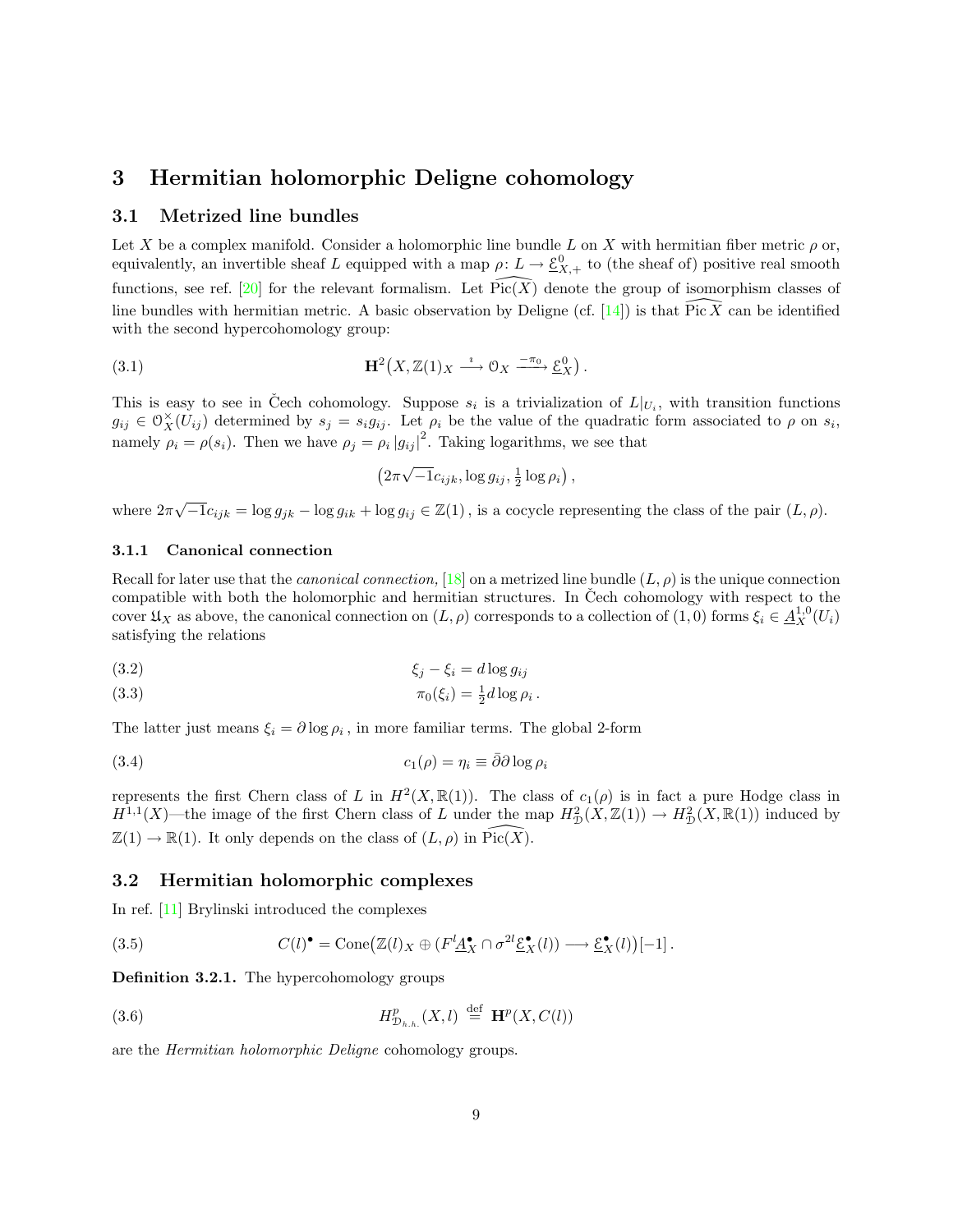# 3 Hermitian holomorphic Deligne cohomology

## 3.1 Metrized line bundles

Let $X$ be a complex manifold. Consider a holomorphic line bundle $L$ on $X$ with hermitian fiber metric $\rho$ or, equivalently, an invertible sheaf $L$ equipped with a map $\rho\colon L \to \underline{\mathcal{E}}^0_{X,+}$ to (the sheaf of) positive real smooth functions, see ref. [20] for the relevant formalism. Let $\widehat{\operatorname{Pic}(X)}$ denote the group of isomorphism classes of line bundles with hermitian metric. A basic observation by Deligne (cf. [14]) is that $\widehat{\operatorname{Pic} X}$ can be identified with the second hypercohomology group:

$$
\mathbf{H}^2\big(X, \mathbb{Z}(1)_X \xrightarrow{\ \imath\ } \mathcal{O}_X \xrightarrow{-\pi_0} \underline{\mathcal{E}}^0_X\big)\,. \tag{3.1}
$$

This is easy to see in Čech cohomology. Suppose $s_i$ is a trivialization of $L|_{U_i}$, with transition functions $g_{ij} \in \mathcal{O}^\times_X(U_{ij})$ determined by $s_j = s_i g_{ij}$. Let $\rho_i$ be the value of the quadratic form associated to $\rho$ on $s_i$, namely $\rho_i = \rho(s_i)$. Then we have $\rho_j = \rho_i \left|g_{ij}\right|^2$. Taking logarithms, we see that

$$
\big(2\pi\sqrt{-1}c_{ijk}, \log g_{ij}, \tfrac{1}{2}\log\rho_i\big)\,,
$$

where $2\pi\sqrt{-1}c_{ijk} = \log g_{jk} - \log g_{ik} + \log g_{ij} \in \mathbb{Z}(1)$, is a cocycle representing the class of the pair $(L, \rho)$.

### 3.1.1 Canonical connection

Recall for later use that the *canonical connection,* [18] on a metrized line bundle $(L, \rho)$ is the unique connection compatible with both the holomorphic and hermitian structures. In Čech cohomology with respect to the cover $\mathfrak{U}_X$ as above, the canonical connection on $(L, \rho)$ corresponds to a collection of $(1, 0)$ forms $\xi_i \in \underline{A}^{1,0}_X(U_i)$ satisfying the relations

$$
\xi_j - \xi_i = d\log g_{ij} \tag{3.2}
$$

$$
\pi_0(\xi_i) = \tfrac{1}{2} d\log\rho_i\,. \tag{3.3}
$$

The latter just means $\xi_i = \partial\log\rho_i$, in more familiar terms. The global 2-form

$$
c_1(\rho) = \eta_i \equiv \bar{\partial}\partial\log\rho_i \tag{3.4}
$$

represents the first Chern class of $L$ in $H^2(X, \mathbb{R}(1))$. The class of $c_1(\rho)$ is in fact a pure Hodge class in $H^{1,1}(X)$—the image of the first Chern class of $L$ under the map $H^2_{\mathcal{D}}(X, \mathbb{Z}(1)) \to H^2_{\mathcal{D}}(X, \mathbb{R}(1))$ induced by $\mathbb{Z}(1) \to \mathbb{R}(1)$. It only depends on the class of $(L, \rho)$ in $\widehat{\operatorname{Pic}(X)}$.

## 3.2 Hermitian holomorphic complexes

In ref. [11] Brylinski introduced the complexes

$$
C(l)^\bullet = \operatorname{Cone}\big(\mathbb{Z}(l)_X \oplus (F^l\underline{A}^\bullet_X \cap \sigma^{2l}\underline{\mathcal{E}}^\bullet_X(l)) \longrightarrow \underline{\mathcal{E}}^\bullet_X(l)\big)[-1]\,. \tag{3.5}
$$

**Definition 3.2.1.** The hypercohomology groups

$$
H^p_{\mathcal{D}_{h.h.}}(X, l) \stackrel{\text{def}}{=} \mathbf{H}^p(X, C(l)) \tag{3.6}
$$

are the *Hermitian holomorphic Deligne* cohomology groups.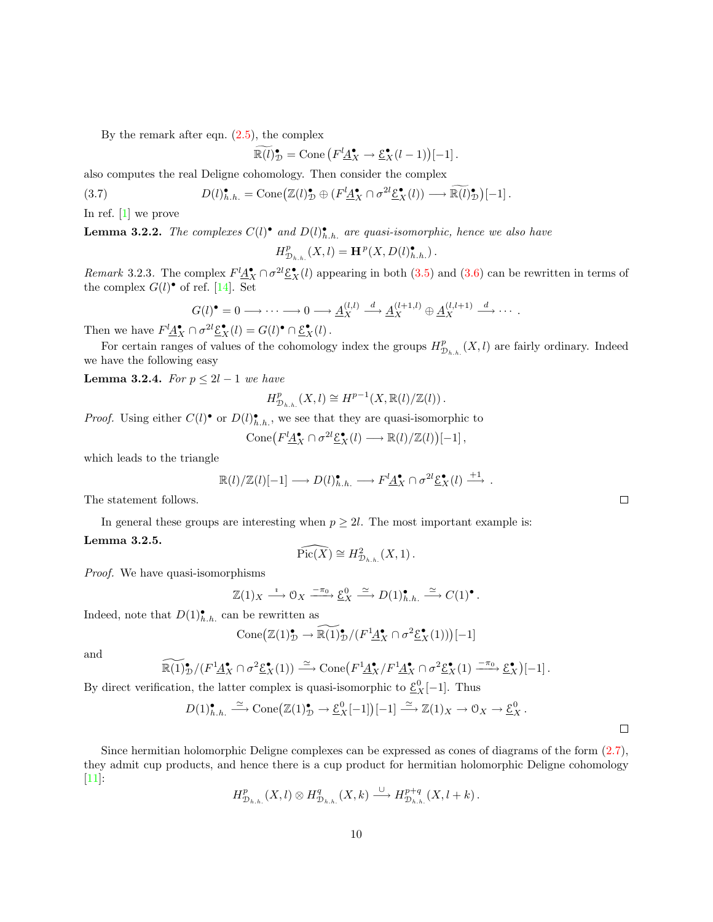By the remark after eqn. (2.5), the complex

$$\widetilde{\mathbb{R}(l)}^\bullet_{\mathcal{D}} = \operatorname{Cone}\big(F^l\underline{A}^\bullet_X \to \underline{\mathcal{E}}^\bullet_X(l-1)\big)[-1]\,.$$

also computes the real Deligne cohomology. Then consider the complex

$$D(l)^\bullet_{h.h.} = \operatorname{Cone}\big(\mathbb{Z}(l)^\bullet_{\mathcal{D}} \oplus (F^l\underline{A}^\bullet_X \cap \sigma^{2l}\underline{\mathcal{E}}^\bullet_X(l)) \longrightarrow \widetilde{\mathbb{R}(l)}^\bullet_{\mathcal{D}}\big)[-1]\,. \tag{3.7}$$

In ref. [1] we prove

**Lemma 3.2.2.** *The complexes $C(l)^\bullet$ and $D(l)^\bullet_{h.h.}$ are quasi-isomorphic, hence we also have*

$$H^p_{\mathcal{D}_{h.h.}}(X,l) = \mathbf{H}^p(X, D(l)^\bullet_{h.h.})\,.$$

*Remark* 3.2.3. The complex $F^l\underline{A}^\bullet_X \cap \sigma^{2l}\underline{\mathcal{E}}^\bullet_X(l)$ appearing in both (3.5) and (3.6) can be rewritten in terms of the complex $G(l)^\bullet$ of ref. [14]. Set

$$G(l)^\bullet = 0 \longrightarrow \cdots \longrightarrow 0 \longrightarrow \underline{A}^{(l,l)}_X \xrightarrow{\;d\;} \underline{A}^{(l+1,l)}_X \oplus \underline{A}^{(l,l+1)}_X \xrightarrow{\;d\;} \cdots\,.$$

Then we have $F^l\underline{A}^\bullet_X \cap \sigma^{2l}\underline{\mathcal{E}}^\bullet_X(l) = G(l)^\bullet \cap \underline{\mathcal{E}}^\bullet_X(l)$.

For certain ranges of values of the cohomology index the groups $H^p_{\mathcal{D}_{h.h.}}(X,l)$ are fairly ordinary. Indeed we have the following easy

**Lemma 3.2.4.** *For $p \le 2l-1$ we have*

$$H^p_{\mathcal{D}_{h.h.}}(X,l) \cong H^{p-1}(X, \mathbb{R}(l)/\mathbb{Z}(l))\,.$$

*Proof.* Using either $C(l)^\bullet$ or $D(l)^\bullet_{h.h.}$, we see that they are quasi-isomorphic to

$$\operatorname{Cone}\big(F^l\underline{A}^\bullet_X \cap \sigma^{2l}\underline{\mathcal{E}}^\bullet_X(l) \longrightarrow \mathbb{R}(l)/\mathbb{Z}(l)\big)[-1]\,,$$

which leads to the triangle

$$\mathbb{R}(l)/\mathbb{Z}(l)[-1] \longrightarrow D(l)^\bullet_{h.h.} \longrightarrow F^l\underline{A}^\bullet_X \cap \sigma^{2l}\underline{\mathcal{E}}^\bullet_X(l) \xrightarrow{\;+1\;}\,.$$

The statement follows. ∎

In general these groups are interesting when $p \ge 2l$. The most important example is:

**Lemma 3.2.5.**

$$\widehat{\operatorname{Pic}(X)} \cong H^2_{\mathcal{D}_{h.h.}}(X,1)\,.$$

*Proof.* We have quasi-isomorphisms

$$\mathbb{Z}(1)_X \xrightarrow{\;\imath\;} \mathcal{O}_X \xrightarrow{\;-\pi_0\;} \underline{\mathcal{E}}^0_X \xrightarrow{\;\simeq\;} D(1)^\bullet_{h.h.} \xrightarrow{\;\simeq\;} C(1)^\bullet\,.$$

Indeed, note that $D(1)^\bullet_{h.h.}$ can be rewritten as

$$\operatorname{Cone}\big(\mathbb{Z}(1)^\bullet_{\mathcal{D}} \to \widetilde{\mathbb{R}(1)}^\bullet_{\mathcal{D}}/(F^1\underline{A}^\bullet_X \cap \sigma^2\underline{\mathcal{E}}^\bullet_X(1))\big)[-1]$$

and

$$\widetilde{\mathbb{R}(1)}^\bullet_{\mathcal{D}}/(F^1\underline{A}^\bullet_X \cap \sigma^2\underline{\mathcal{E}}^\bullet_X(1)) \xrightarrow{\;\simeq\;} \operatorname{Cone}\big(F^1\underline{A}^\bullet_X/F^1\underline{A}^\bullet_X \cap \sigma^2\underline{\mathcal{E}}^\bullet_X(1) \xrightarrow{\;-\pi_0\;} \underline{\mathcal{E}}^\bullet_X\big)[-1]\,.$$

By direct verification, the latter complex is quasi-isomorphic to $\underline{\mathcal{E}}^0_X[-1]$. Thus

$$D(1)^\bullet_{h.h.} \xrightarrow{\;\simeq\;} \operatorname{Cone}\big(\mathbb{Z}(1)^\bullet_{\mathcal{D}} \to \underline{\mathcal{E}}^0_X[-1]\big)[-1] \xrightarrow{\;\simeq\;} \mathbb{Z}(1)_X \to \mathcal{O}_X \to \underline{\mathcal{E}}^0_X\,.$$

∎

Since hermitian holomorphic Deligne complexes can be expressed as cones of diagrams of the form (2.7), they admit cup products, and hence there is a cup product for hermitian holomorphic Deligne cohomology [11]:

$$H^p_{\mathcal{D}_{h.h.}}(X,l) \otimes H^q_{\mathcal{D}_{h.h.}}(X,k) \xrightarrow{\;\cup\;} H^{p+q}_{\mathcal{D}_{h.h.}}(X,l+k)\,.$$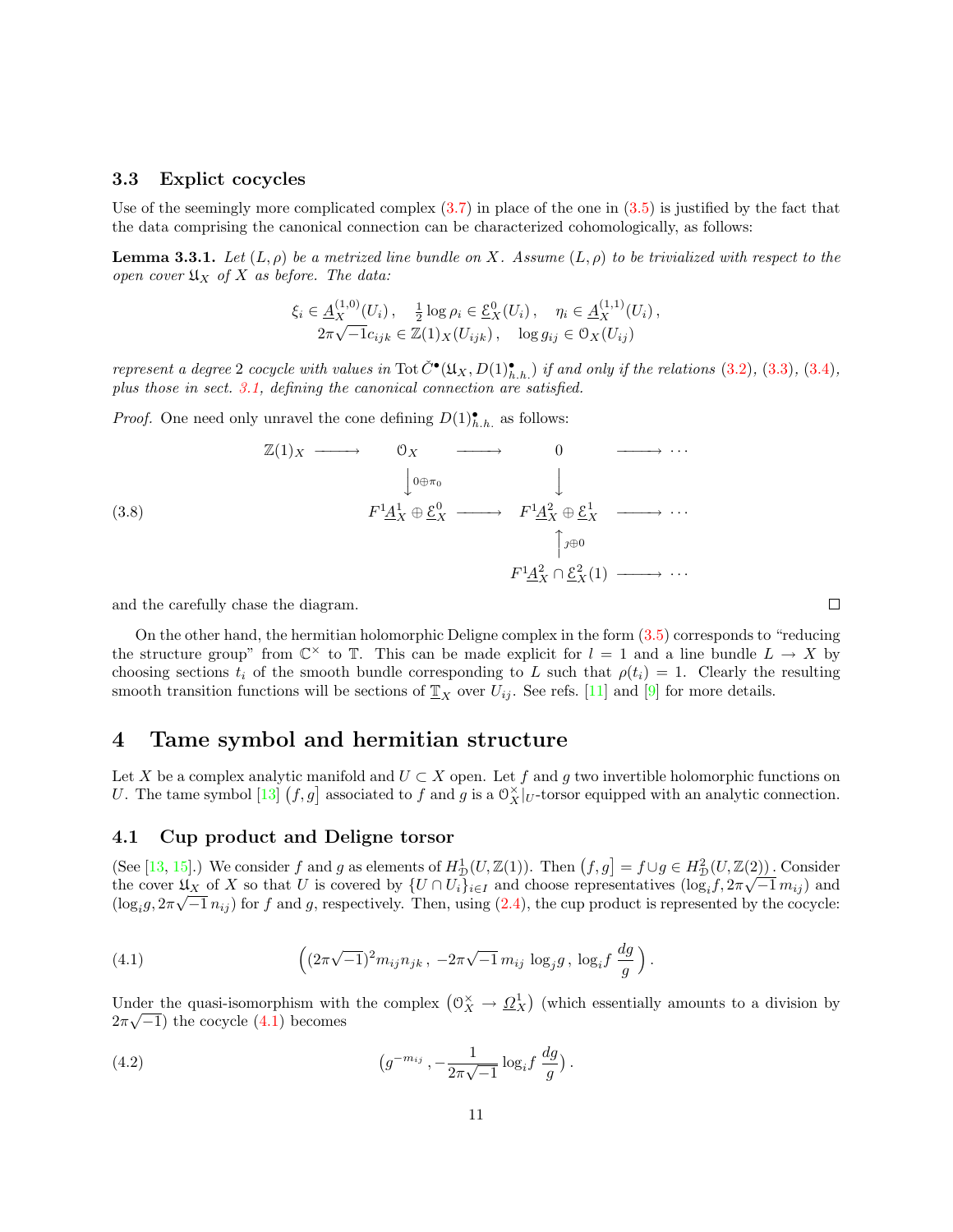### 3.3 Explict cocycles

Use of the seemingly more complicated complex (3.7) in place of the one in (3.5) is justified by the fact that the data comprising the canonical connection can be characterized cohomologically, as follows:

**Lemma 3.3.1.** *Let $(L,\rho)$ be a metrized line bundle on $X$. Assume $(L,\rho)$ to be trivialized with respect to the open cover $\mathfrak{U}_X$ of $X$ as before. The data:*

$$
\begin{gathered}
\xi_i \in \underline{A}_X^{(1,0)}(U_i)\,, \quad \tfrac{1}{2}\log\rho_i \in \underline{\mathcal{E}}_X^0(U_i)\,, \quad \eta_i \in \underline{A}_X^{(1,1)}(U_i)\,,\\
2\pi\sqrt{-1}c_{ijk} \in \mathbb{Z}(1)_X(U_{ijk})\,, \quad \log g_{ij} \in \mathcal{O}_X(U_{ij})
\end{gathered}
$$

*represent a degree 2 cocycle with values in $\operatorname{Tot}\check{C}^\bullet(\mathfrak{U}_X, D(1)^\bullet_{h.h.})$ if and only if the relations (3.2), (3.3), (3.4), plus those in sect. 3.1, defining the canonical connection are satisfied.*

*Proof.* One need only unravel the cone defining $D(1)^\bullet_{h.h.}$ as follows:

$$
\begin{array}{ccccccc}
\mathbb{Z}(1)_X & \longrightarrow & \mathcal{O}_X & \longrightarrow & 0 & \longrightarrow & \cdots\\
 & & \big\downarrow{\scriptstyle 0\oplus\pi_0} & & \big\downarrow & & \\
 & & F^1\underline{A}^1_X \oplus \underline{\mathcal{E}}^0_X & \longrightarrow & F^1\underline{A}^2_X \oplus \underline{\mathcal{E}}^1_X & \longrightarrow & \cdots\\
 & & & & \big\uparrow{\scriptstyle \jmath\oplus 0} & & \\
 & & & & F^1\underline{A}^2_X \cap \underline{\mathcal{E}}^2_X(1) & \longrightarrow & \cdots
\end{array}
\tag{3.8}
$$

and the carefully chase the diagram. ∎

On the other hand, the hermitian holomorphic Deligne complex in the form (3.5) corresponds to "reducing the structure group" from $\mathbb{C}^\times$ to $\mathbb{T}$. This can be made explicit for $l = 1$ and a line bundle $L \to X$ by choosing sections $t_i$ of the smooth bundle corresponding to $L$ such that $\rho(t_i) = 1$. Clearly the resulting smooth transition functions will be sections of $\underline{\mathbb{T}}_X$ over $U_{ij}$. See refs. [11] and [9] for more details.

## 4 Tame symbol and hermitian structure

Let $X$ be a complex analytic manifold and $U \subset X$ open. Let $f$ and $g$ two invertible holomorphic functions on $U$. The tame symbol [13] $\big(f,g\big]$ associated to $f$ and $g$ is a $\mathcal{O}_X^\times|_U$-torsor equipped with an analytic connection.

### 4.1 Cup product and Deligne torsor

(See [13, 15].) We consider $f$ and $g$ as elements of $H^1_{\mathcal{D}}(U,\mathbb{Z}(1))$. Then $\big(f,g\big] = f\cup g \in H^2_{\mathcal{D}}(U,\mathbb{Z}(2))$. Consider the cover $\mathfrak{U}_X$ of $X$ so that $U$ is covered by $\{U\cap U_i\}_{i\in I}$ and choose representatives $(\log_i f, 2\pi\sqrt{-1}\,m_{ij})$ and $(\log_i g, 2\pi\sqrt{-1}\,n_{ij})$ for $f$ and $g$, respectively. Then, using (2.4), the cup product is represented by the cocycle:

$$
\Big((2\pi\sqrt{-1})^2 m_{ij}n_{jk}\,,\; -2\pi\sqrt{-1}\,m_{ij}\,\log_j g\,,\; \log_i f\,\frac{dg}{g}\Big)\,. \tag{4.1}
$$

Under the quasi-isomorphism with the complex $\big(\mathcal{O}_X^\times \to \underline{\Omega}^1_X\big)$ (which essentially amounts to a division by $2\pi\sqrt{-1}$) the cocycle (4.1) becomes

$$
\big(g^{-m_{ij}}\,, -\frac{1}{2\pi\sqrt{-1}}\log_i f\,\frac{dg}{g}\big)\,. \tag{4.2}
$$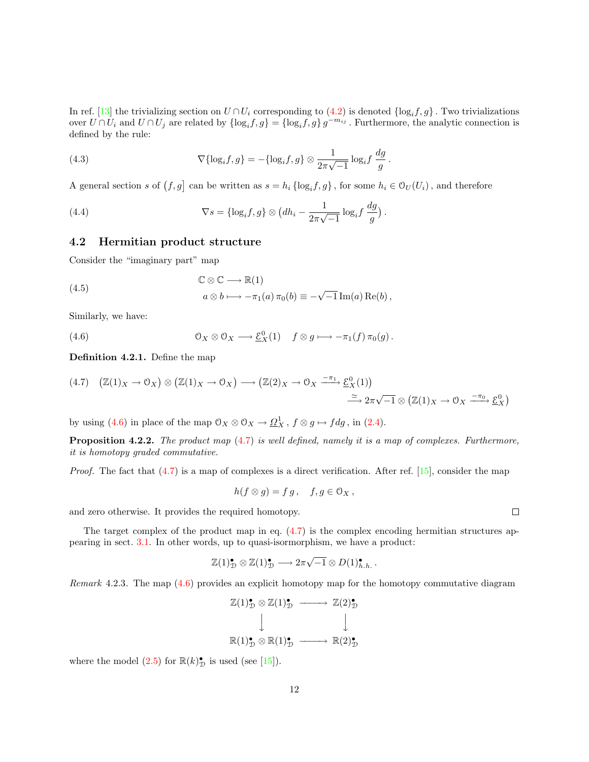In ref. [13] the trivializing section on $U \cap U_i$ corresponding to (4.2) is denoted $\{\log_i f, g\}$. Two trivializations over $U \cap U_i$ and $U \cap U_j$ are related by $\{\log_i f, g\} = \{\log_i f, g\}\, g^{-m_{ij}}$. Furthermore, the analytic connection is defined by the rule:

$$
\nabla\{\log_i f, g\} = -\{\log_i f, g\} \otimes \frac{1}{2\pi\sqrt{-1}} \log_i f \, \frac{dg}{g} \,. \tag{4.3}
$$

A general section $s$ of $\big(f, g\big]$ can be written as $s = h_i \{\log_i f, g\}$, for some $h_i \in \mathcal{O}_U(U_i)$, and therefore

$$
\nabla s = \{\log_i f, g\} \otimes \big(dh_i - \frac{1}{2\pi\sqrt{-1}} \log_i f \, \frac{dg}{g}\big) \,. \tag{4.4}
$$

## 4.2 Hermitian product structure

Consider the "imaginary part" map

$$
\begin{aligned}
&\mathbb{C} \otimes \mathbb{C} \longrightarrow \mathbb{R}(1) \\
&\quad a \otimes b \longmapsto -\pi_1(a)\, \pi_0(b) \equiv -\sqrt{-1}\, \mathrm{Im}(a)\, \mathrm{Re}(b) \,,
\end{aligned} \tag{4.5}
$$

Similarly, we have:

$$
\mathcal{O}_X \otimes \mathcal{O}_X \longrightarrow \underline{\mathcal{E}}^0_X(1) \quad f \otimes g \longmapsto -\pi_1(f)\, \pi_0(g) \,. \tag{4.6}
$$

**Definition 4.2.1.** Define the map

$$
\begin{aligned}
\big(\mathbb{Z}(1)_X \to \mathcal{O}_X\big) \otimes \big(\mathbb{Z}(1)_X \to \mathcal{O}_X\big) &\longrightarrow \big(\mathbb{Z}(2)_X \to \mathcal{O}_X \xrightarrow{-\pi_1} \underline{\mathcal{E}}^0_X(1)\big) \\
&\xrightarrow{\simeq} 2\pi\sqrt{-1} \otimes \big(\mathbb{Z}(1)_X \to \mathcal{O}_X \xrightarrow{-\pi_0} \underline{\mathcal{E}}^0_X\big)
\end{aligned} \tag{4.7}
$$

by using (4.6) in place of the map $\mathcal{O}_X \otimes \mathcal{O}_X \to \underline{\Omega}^1_X$, $f \otimes g \mapsto f dg$, in (2.4).

**Proposition 4.2.2.** *The product map (4.7) is well defined, namely it is a map of complexes. Furthermore, it is homotopy graded commutative.*

*Proof.* The fact that (4.7) is a map of complexes is a direct verification. After ref. [15], consider the map

$$
h(f \otimes g) = f\, g \,, \quad f, g \in \mathcal{O}_X \,,
$$

and zero otherwise. It provides the required homotopy. ∎

The target complex of the product map in eq. (4.7) is the complex encoding hermitian structures appearing in sect. 3.1. In other words, up to quasi-isormorphism, we have a product:

$$
\mathbb{Z}(1)^\bullet_{\mathcal{D}} \otimes \mathbb{Z}(1)^\bullet_{\mathcal{D}} \longrightarrow 2\pi\sqrt{-1} \otimes D(1)^\bullet_{h.h.} \,.
$$

*Remark* 4.2.3. The map (4.6) provides an explicit homotopy map for the homotopy commutative diagram

$$
\begin{array}{ccc}
\mathbb{Z}(1)^\bullet_{\mathcal{D}} \otimes \mathbb{Z}(1)^\bullet_{\mathcal{D}} & \longrightarrow & \mathbb{Z}(2)^\bullet_{\mathcal{D}} \\
\big\downarrow & & \big\downarrow \\
\mathbb{R}(1)^\bullet_{\mathcal{D}} \otimes \mathbb{R}(1)^\bullet_{\mathcal{D}} & \longrightarrow & \mathbb{R}(2)^\bullet_{\mathcal{D}}
\end{array}
$$

where the model (2.5) for $\mathbb{R}(k)^\bullet_{\mathcal{D}}$ is used (see [15]).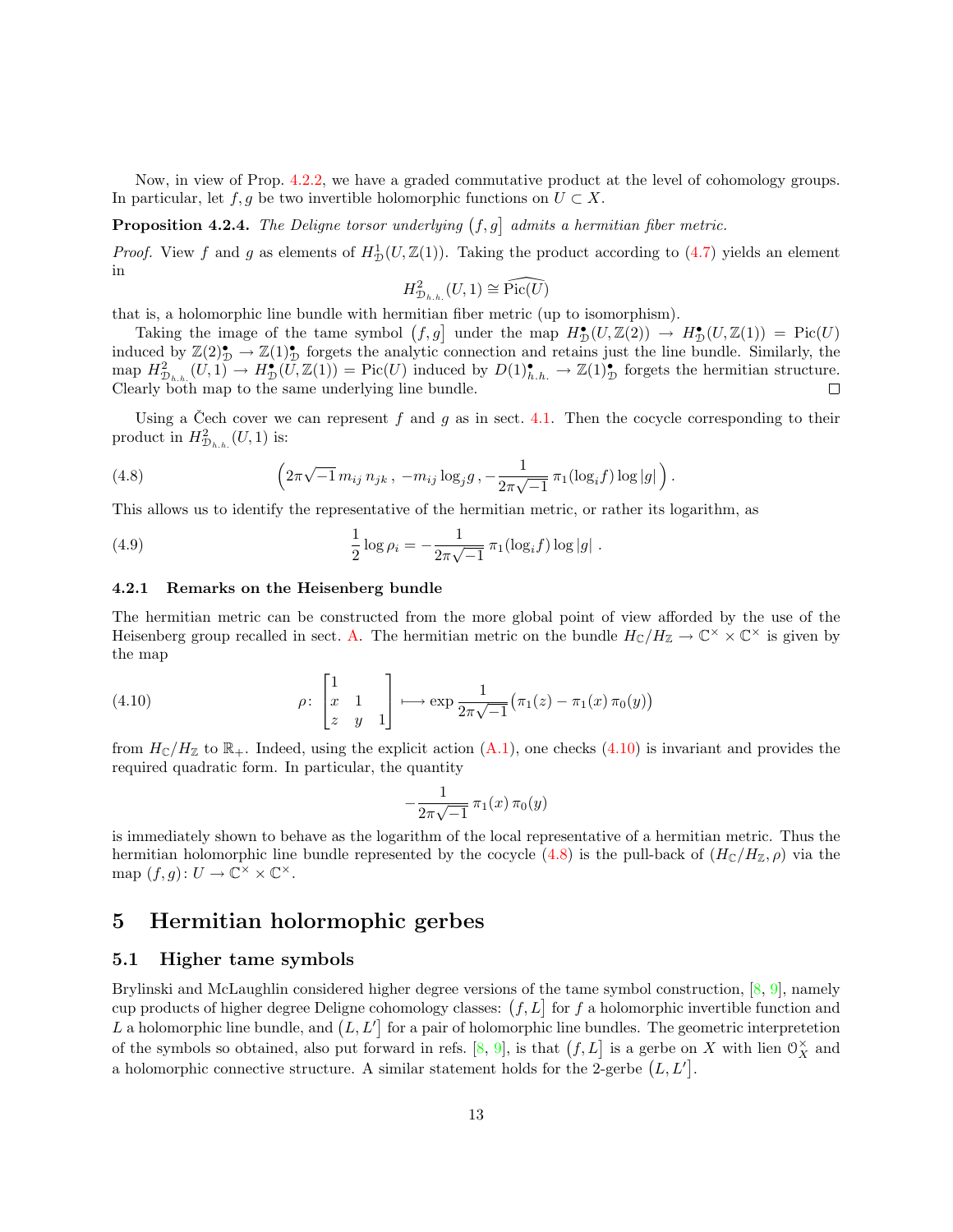Now, in view of Prop. 4.2.2, we have a graded commutative product at the level of cohomology groups. In particular, let $f, g$ be two invertible holomorphic functions on $U \subset X$.

**Proposition 4.2.4.** *The Deligne torsor underlying $\big(f, g\big]$ admits a hermitian fiber metric.*

*Proof.* View $f$ and $g$ as elements of $H^1_{\mathcal{D}}(U, \mathbb{Z}(1))$. Taking the product according to (4.7) yields an element in

$$H^2_{\mathcal{D}_{h.h.}}(U, 1) \cong \widehat{\operatorname{Pic}(U)}$$

that is, a holomorphic line bundle with hermitian fiber metric (up to isomorphism).

Taking the image of the tame symbol $\big(f, g\big]$ under the map $H^\bullet_{\mathcal{D}}(U, \mathbb{Z}(2)) \to H^\bullet_{\mathcal{D}}(U, \mathbb{Z}(1)) = \operatorname{Pic}(U)$ induced by $\mathbb{Z}(2)^\bullet_{\mathcal{D}} \to \mathbb{Z}(1)^\bullet_{\mathcal{D}}$ forgets the analytic connection and retains just the line bundle. Similarly, the map $H^2_{\mathcal{D}_{h.h.}}(U, 1) \to H^\bullet_{\mathcal{D}}(U, \mathbb{Z}(1)) = \operatorname{Pic}(U)$ induced by $D(1)^\bullet_{h.h.} \to \mathbb{Z}(1)^\bullet_{\mathcal{D}}$ forgets the hermitian structure. Clearly both map to the same underlying line bundle. $\square$

Using a Čech cover we can represent $f$ and $g$ as in sect. 4.1. Then the cocycle corresponding to their product in $H^2_{\mathcal{D}_{h.h.}}(U, 1)$ is:

$$\Big(2\pi\sqrt{-1}\, m_{ij}\, n_{jk}\,,\ -m_{ij} \log_j g\,, -\frac{1}{2\pi\sqrt{-1}}\, \pi_1(\log_i f) \log|g|\Big)\,. \tag{4.8}$$

This allows us to identify the representative of the hermitian metric, or rather its logarithm, as

$$\frac{1}{2} \log \rho_i = -\frac{1}{2\pi\sqrt{-1}}\, \pi_1(\log_i f) \log|g|\ . \tag{4.9}$$

### 4.2.1 Remarks on the Heisenberg bundle

The hermitian metric can be constructed from the more global point of view afforded by the use of the Heisenberg group recalled in sect. A. The hermitian metric on the bundle $H_{\mathbb{C}}/H_{\mathbb{Z}} \to \mathbb{C}^\times \times \mathbb{C}^\times$ is given by the map

$$\rho\colon \begin{bmatrix} 1 & & \\ x & 1 & \\ z & y & 1 \end{bmatrix} \longmapsto \exp \frac{1}{2\pi\sqrt{-1}} \big(\pi_1(z) - \pi_1(x)\, \pi_0(y)\big) \tag{4.10}$$

from $H_{\mathbb{C}}/H_{\mathbb{Z}}$ to $\mathbb{R}_+$. Indeed, using the explicit action (A.1), one checks (4.10) is invariant and provides the required quadratic form. In particular, the quantity

$$-\frac{1}{2\pi\sqrt{-1}}\, \pi_1(x)\, \pi_0(y)$$

is immediately shown to behave as the logarithm of the local representative of a hermitian metric. Thus the hermitian holomorphic line bundle represented by the cocycle (4.8) is the pull-back of $(H_{\mathbb{C}}/H_{\mathbb{Z}}, \rho)$ via the map $(f, g)\colon U \to \mathbb{C}^\times \times \mathbb{C}^\times$.

# 5 Hermitian holormophic gerbes

## 5.1 Higher tame symbols

Brylinski and McLaughlin considered higher degree versions of the tame symbol construction, [8, 9], namely cup products of higher degree Deligne cohomology classes: $\big(f, L\big]$ for $f$ a holomorphic invertible function and $L$ a holomorphic line bundle, and $\big(L, L'\big]$ for a pair of holomorphic line bundles. The geometric interpretetion of the symbols so obtained, also put forward in refs. [8, 9], is that $\big(f, L\big]$ is a gerbe on $X$ with lien $\mathcal{O}_X^\times$ and a holomorphic connective structure. A similar statement holds for the 2-gerbe $\big(L, L'\big]$.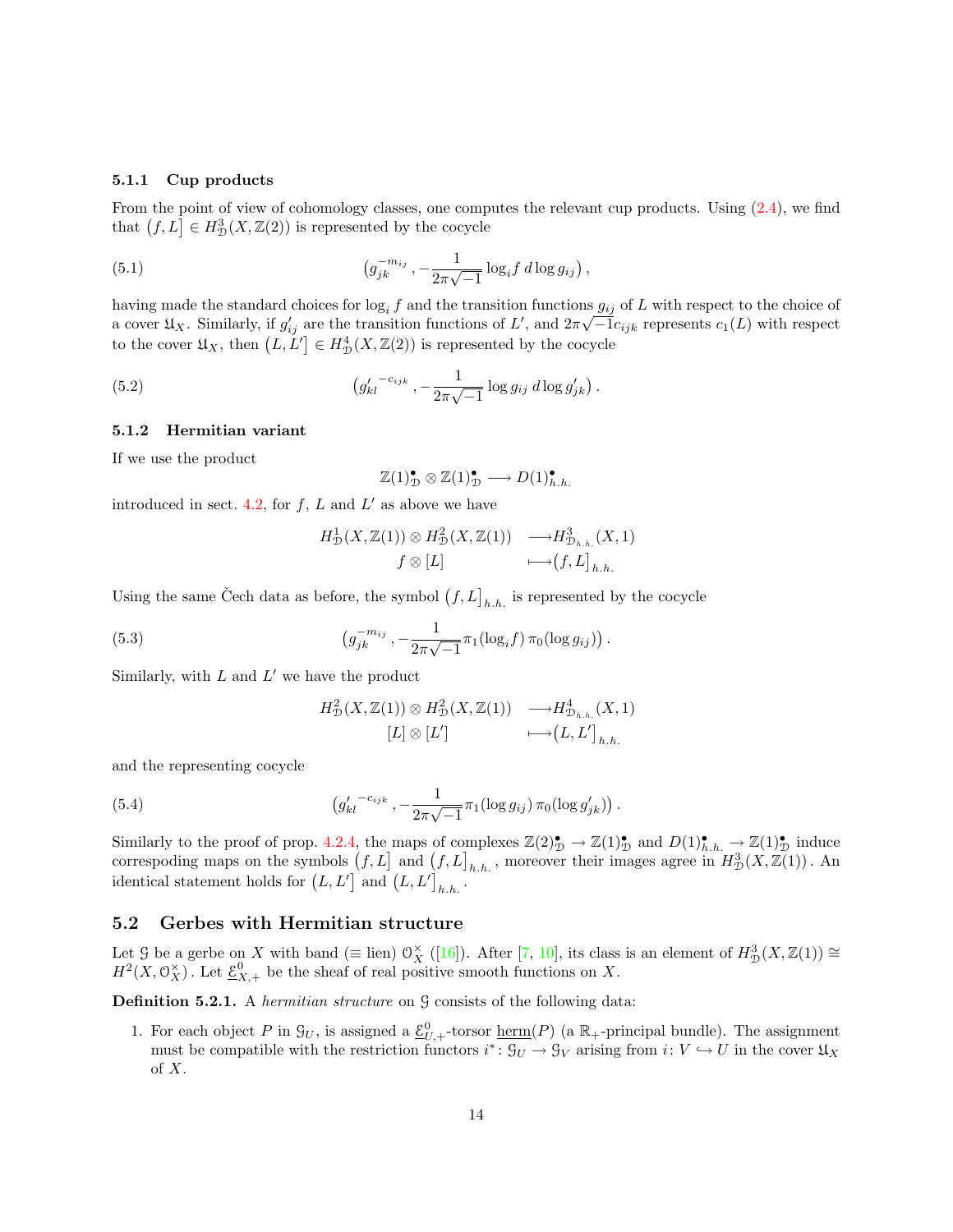#### 5.1.1 Cup products

From the point of view of cohomology classes, one computes the relevant cup products. Using (2.4), we find that $\big(f, L\big] \in H^3_{\mathcal{D}}(X, \mathbb{Z}(2))$ is represented by the cocycle

$$\big(g_{jk}^{-m_{ij}}\,, -\frac{1}{2\pi\sqrt{-1}}\log_i f \, d\log g_{ij}\big)\,, \tag{5.1}$$

having made the standard choices for $\log_i f$ and the transition functions $g_{ij}$ of $L$ with respect to the choice of a cover $\mathfrak{U}_X$. Similarly, if $g'_{ij}$ are the transition functions of $L'$, and $2\pi\sqrt{-1}c_{ijk}$ represents $c_1(L)$ with respect to the cover $\mathfrak{U}_X$, then $\big(L, L'\big] \in H^4_{\mathcal{D}}(X, \mathbb{Z}(2))$ is represented by the cocycle

$$\big({g'_{kl}}^{-c_{ijk}}\,, -\frac{1}{2\pi\sqrt{-1}}\log g_{ij} \, d\log g'_{jk}\big)\,. \tag{5.2}$$

#### 5.1.2 Hermitian variant

If we use the product

$$\mathbb{Z}(1)^\bullet_{\mathcal{D}} \otimes \mathbb{Z}(1)^\bullet_{\mathcal{D}} \longrightarrow D(1)^\bullet_{h.h.}$$

introduced in sect. 4.2, for $f$, $L$ and $L'$ as above we have

$$\begin{aligned} H^1_{\mathcal{D}}(X, \mathbb{Z}(1)) \otimes H^2_{\mathcal{D}}(X, \mathbb{Z}(1)) &\longrightarrow H^3_{\mathcal{D}_{h.h.}}(X, 1) \\ f \otimes [L] &\longmapsto \big(f, L\big]_{h.h.} \end{aligned}$$

Using the same Čech data as before, the symbol $\big(f, L\big]_{h.h.}$ is represented by the cocycle

$$\big(g_{jk}^{-m_{ij}}\,, -\frac{1}{2\pi\sqrt{-1}}\pi_1(\log_i f)\, \pi_0(\log g_{ij})\big)\,. \tag{5.3}$$

Similarly, with $L$ and $L'$ we have the product

$$\begin{aligned} H^2_{\mathcal{D}}(X, \mathbb{Z}(1)) \otimes H^2_{\mathcal{D}}(X, \mathbb{Z}(1)) &\longrightarrow H^4_{\mathcal{D}_{h.h.}}(X, 1) \\ [L] \otimes [L'] &\longmapsto \big(L, L'\big]_{h.h.} \end{aligned}$$

and the representing cocycle

$$\big({g'_{kl}}^{-c_{ijk}}\,, -\frac{1}{2\pi\sqrt{-1}}\pi_1(\log g_{ij})\, \pi_0(\log g'_{jk})\big)\,. \tag{5.4}$$

Similarly to the proof of prop. 4.2.4, the maps of complexes $\mathbb{Z}(2)^\bullet_{\mathcal{D}} \to \mathbb{Z}(1)^\bullet_{\mathcal{D}}$ and $D(1)^\bullet_{h.h.} \to \mathbb{Z}(1)^\bullet_{\mathcal{D}}$ induce correspoding maps on the symbols $\big(f, L\big]$ and $\big(f, L\big]_{h.h.}$, moreover their images agree in $H^3_{\mathcal{D}}(X, \mathbb{Z}(1))$. An identical statement holds for $\big(L, L'\big]$ and $\big(L, L'\big]_{h.h.}$.

## 5.2 Gerbes with Hermitian structure

Let $\mathcal{G}$ be a gerbe on $X$ with band ($\equiv$ lien) $\mathcal{O}_X^\times$ ([16]). After [7, 10], its class is an element of $H^3_{\mathcal{D}}(X, \mathbb{Z}(1)) \cong H^2(X, \mathcal{O}_X^\times)$. Let $\underline{\mathcal{E}}^0_{X,+}$ be the sheaf of real positive smooth functions on $X$.

**Definition 5.2.1.** A *hermitian structure* on $\mathcal{G}$ consists of the following data:

1. For each object $P$ in $\mathcal{G}_U$, is assigned a $\underline{\mathcal{E}}^0_{U,+}$-torsor $\underline{\text{herm}}(P)$ (a $\mathbb{R}_+$-principal bundle). The assignment must be compatible with the restriction functors $i^*\colon \mathcal{G}_U \to \mathcal{G}_V$ arising from $i\colon V \hookrightarrow U$ in the cover $\mathfrak{U}_X$ of $X$.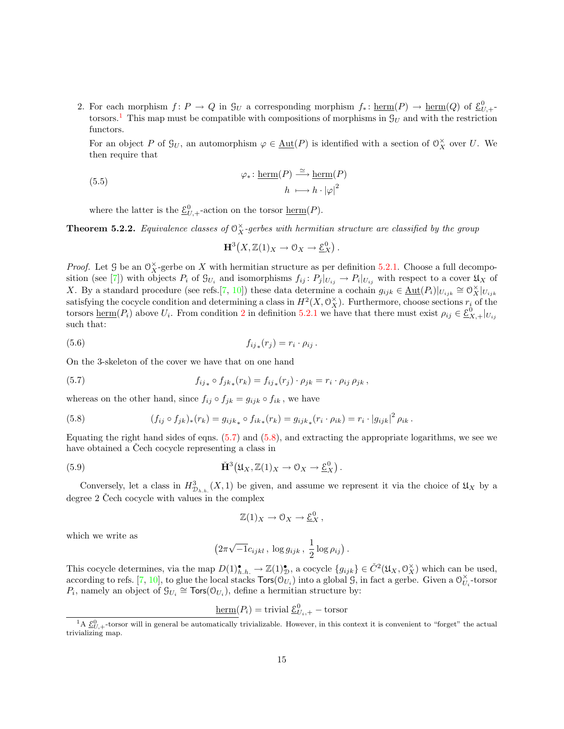2. For each morphism $f\colon P \to Q$ in $\mathcal{G}_U$ a corresponding morphism $f_*\colon \underline{\mathrm{herm}}(P) \to \underline{\mathrm{herm}}(Q)$ of $\underline{\mathcal{E}}^0_{U,+}$-torsors.[1] This map must be compatible with compositions of morphisms in $\mathcal{G}_U$ and with the restriction functors.

   For an object $P$ of $\mathcal{G}_U$, an automorphism $\varphi \in \underline{\mathrm{Aut}}(P)$ is identified with a section of $\mathcal{O}_X^\times$ over $U$. We then require that

$$
\begin{aligned}
\varphi_*\colon \underline{\mathrm{herm}}(P) &\xrightarrow{\simeq} \underline{\mathrm{herm}}(P) \\
h &\longmapsto h \cdot |\varphi|^2
\end{aligned}
\tag{5.5}
$$

   where the latter is the $\underline{\mathcal{E}}^0_{U,+}$-action on the torsor $\underline{\mathrm{herm}}(P)$.

**Theorem 5.2.2.** *Equivalence classes of $\mathcal{O}_X^\times$-gerbes with hermitian structure are classified by the group*

$$
\mathbf{H}^3\big(X, \mathbb{Z}(1)_X \to \mathcal{O}_X \to \underline{\mathcal{E}}^0_X\big)\,.
$$

*Proof.* Let $\mathcal{G}$ be an $\mathcal{O}_X^\times$-gerbe on $X$ with hermitian structure as per definition 5.2.1. Choose a full decomposition (see [7]) with objects $P_i$ of $\mathcal{G}_{U_i}$ and isomorphisms $f_{ij}\colon P_j|_{U_{ij}} \to P_i|_{U_{ij}}$ with respect to a cover $\mathfrak{U}_X$ of $X$. By a standard procedure (see refs.[7, 10]) these data determine a cochain $g_{ijk} \in \underline{\mathrm{Aut}}(P_i)|_{U_{ijk}} \cong \mathcal{O}_X^\times|_{U_{ijk}}$ satisfying the cocycle condition and determining a class in $H^2(X, \mathcal{O}_X^\times)$. Furthermore, choose sections $r_i$ of the torsors $\underline{\mathrm{herm}}(P_i)$ above $U_i$. From condition 2 in definition 5.2.1 we have that there must exist $\rho_{ij} \in \underline{\mathcal{E}}^0_{X,+}|_{U_{ij}}$ such that:

$$
f_{ij*}(r_j) = r_i \cdot \rho_{ij}\,. \tag{5.6}
$$

On the 3-skeleton of the cover we have that on one hand

$$
f_{ij*} \circ f_{jk*}(r_k) = f_{ij*}(r_j) \cdot \rho_{jk} = r_i \cdot \rho_{ij}\, \rho_{jk}\,, \tag{5.7}
$$

whereas on the other hand, since $f_{ij} \circ f_{jk} = g_{ijk} \circ f_{ik}$, we have

$$
(f_{ij} \circ f_{jk})_*(r_k) = g_{ijk*} \circ f_{ik*}(r_k) = g_{ijk*}(r_i \cdot \rho_{ik}) = r_i \cdot |g_{ijk}|^2\, \rho_{ik}\,. \tag{5.8}
$$

Equating the right hand sides of eqns. (5.7) and (5.8), and extracting the appropriate logarithms, we see we have obtained a Čech cocycle representing a class in

$$
\check{\mathbf{H}}^3\big(\mathfrak{U}_X, \mathbb{Z}(1)_X \to \mathcal{O}_X \to \underline{\mathcal{E}}^0_X\big)\,. \tag{5.9}
$$

Conversely, let a class in $H^3_{\mathcal{D}_{h.h.}}(X,1)$ be given, and assume we represent it via the choice of $\mathfrak{U}_X$ by a degree 2 Čech cocycle with values in the complex

$$
\mathbb{Z}(1)_X \to \mathcal{O}_X \to \underline{\mathcal{E}}^0_X\,,
$$

which we write as

$$
\big(2\pi\sqrt{-1}c_{ijkl}\,,\, \log g_{ijk}\,,\, \frac{1}{2}\log \rho_{ij}\big)\,.
$$

This cocycle determines, via the map $D(1)^\bullet_{h.h.} \to \mathbb{Z}(1)^\bullet_{\mathcal{D}}$, a cocycle $\{g_{ijk}\} \in \check{C}^2(\mathfrak{U}_X, \mathcal{O}_X^\times)$ which can be used, according to refs. [7, 10], to glue the local stacks $\mathsf{Tors}(\mathcal{O}_{U_i})$ into a global $\mathcal{G}$, in fact a gerbe. Given a $\mathcal{O}_{U_i}^\times$-torsor $P_i$, namely an object of $\mathcal{G}_{U_i} \cong \mathsf{Tors}(\mathcal{O}_{U_i})$, define a hermitian structure by:

$$
\underline{\mathrm{herm}}(P_i) = \text{trivial } \underline{\mathcal{E}}^0_{U_i,+} - \text{torsor}
$$

[1] A $\underline{\mathcal{E}}^0_{U,+}$-torsor will in general be automatically trivializable. However, in this context it is convenient to "forget" the actual trivializing map.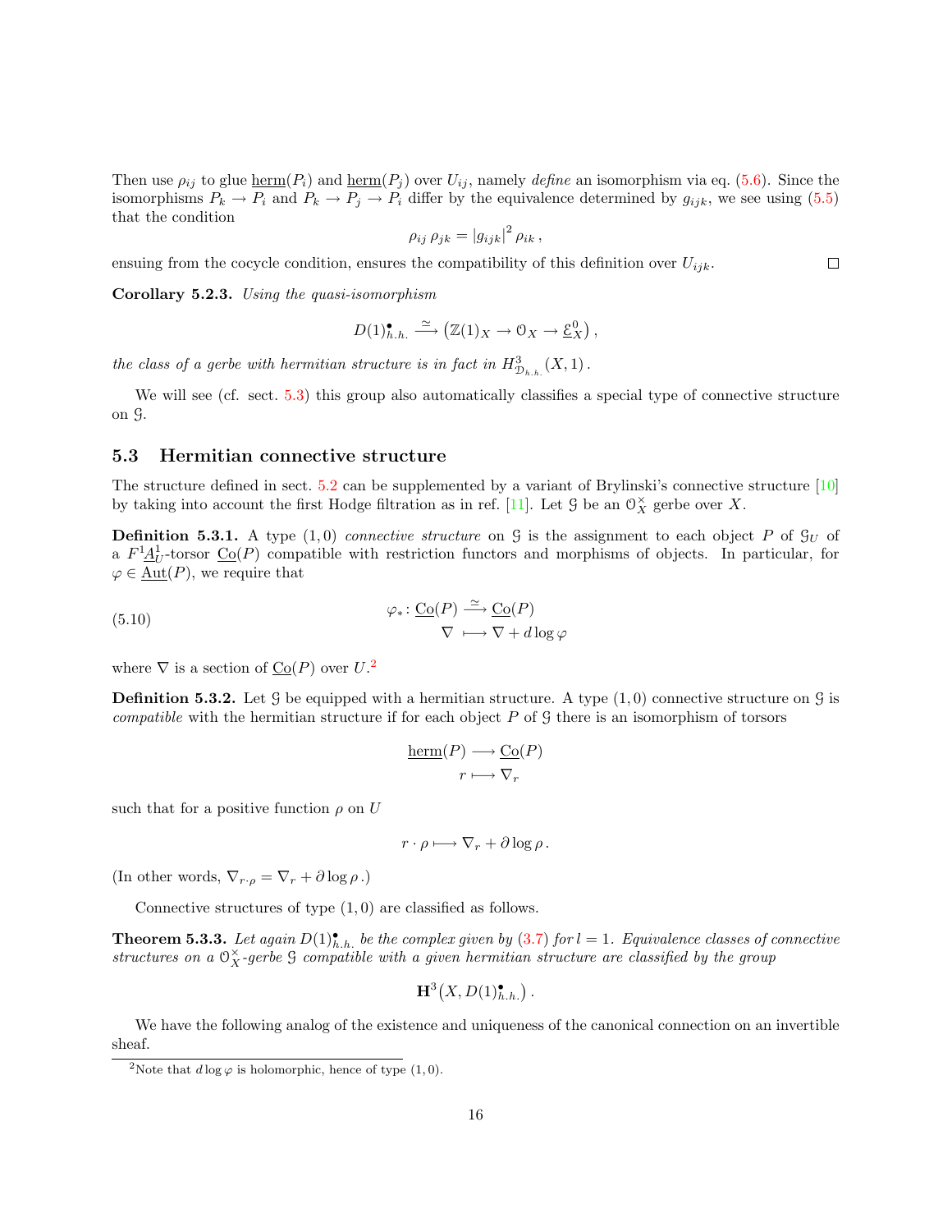Then use $\rho_{ij}$ to glue $\underline{\mathrm{herm}}(P_i)$ and $\underline{\mathrm{herm}}(P_j)$ over $U_{ij}$, namely *define* an isomorphism via eq. (5.6). Since the isomorphisms $P_k \to P_i$ and $P_k \to P_j \to P_i$ differ by the equivalence determined by $g_{ijk}$, we see using (5.5) that the condition

$$\rho_{ij}\, \rho_{jk} = \left|g_{ijk}\right|^2 \rho_{ik}\,,$$

ensuing from the cocycle condition, ensures the compatibility of this definition over $U_{ijk}$. □

**Corollary 5.2.3.** *Using the quasi-isomorphism*

$$D(1)^\bullet_{h.h.} \xrightarrow{\simeq} \left(\mathbb{Z}(1)_X \to \mathcal{O}_X \to \underline{\mathcal{E}}^0_X\right),$$

*the class of a gerbe with hermitian structure is in fact in* $H^3_{\mathcal{D}_{h.h.}}(X,1)$.

We will see (cf. sect. 5.3) this group also automatically classifies a special type of connective structure on $\mathcal{G}$.

### 5.3 Hermitian connective structure

The structure defined in sect. 5.2 can be supplemented by a variant of Brylinski's connective structure [10] by taking into account the first Hodge filtration as in ref. [11]. Let $\mathcal{G}$ be an $\mathcal{O}_X^\times$ gerbe over $X$.

**Definition 5.3.1.** A type $(1,0)$ *connective structure* on $\mathcal{G}$ is the assignment to each object $P$ of $\mathcal{G}_U$ of a $F^1\underline{A}^1_U$-torsor $\underline{\mathrm{Co}}(P)$ compatible with restriction functors and morphisms of objects. In particular, for $\varphi \in \underline{\mathrm{Aut}}(P)$, we require that

$$\begin{aligned} \varphi_* \colon \underline{\mathrm{Co}}(P) &\xrightarrow{\simeq} \underline{\mathrm{Co}}(P) \\ \nabla &\longmapsto \nabla + d\log\varphi \end{aligned} \tag{5.10}$$

where $\nabla$ is a section of $\underline{\mathrm{Co}}(P)$ over $U$.[2]

**Definition 5.3.2.** Let $\mathcal{G}$ be equipped with a hermitian structure. A type $(1,0)$ connective structure on $\mathcal{G}$ is *compatible* with the hermitian structure if for each object $P$ of $\mathcal{G}$ there is an isomorphism of torsors

$$\begin{aligned} \underline{\mathrm{herm}}(P) &\longrightarrow \underline{\mathrm{Co}}(P) \\ r &\longmapsto \nabla_r \end{aligned}$$

such that for a positive function $\rho$ on $U$

$$r \cdot \rho \longmapsto \nabla_r + \partial \log \rho\,.$$

(In other words, $\nabla_{r\cdot\rho} = \nabla_r + \partial\log\rho$.)

Connective structures of type $(1,0)$ are classified as follows.

**Theorem 5.3.3.** *Let again* $D(1)^\bullet_{h.h.}$ *be the complex given by (3.7) for* $l = 1$. *Equivalence classes of connective structures on a* $\mathcal{O}_X^\times$*-gerbe* $\mathcal{G}$ *compatible with a given hermitian structure are classified by the group*

$$\mathbf{H}^3\big(X, D(1)^\bullet_{h.h.}\big)\,.$$

We have the following analog of the existence and uniqueness of the canonical connection on an invertible sheaf.

[2] Note that $d\log\varphi$ is holomorphic, hence of type $(1,0)$.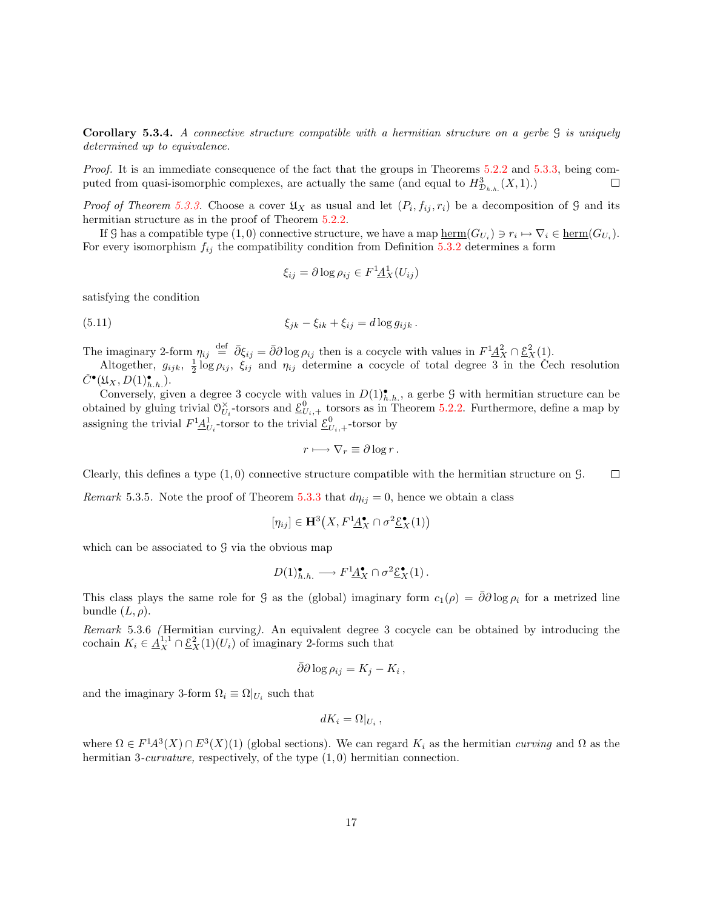**Corollary 5.3.4.** *A connective structure compatible with a hermitian structure on a gerbe $\mathcal{G}$ is uniquely determined up to equivalence.*

*Proof.* It is an immediate consequence of the fact that the groups in Theorems 5.2.2 and 5.3.3, being computed from quasi-isomorphic complexes, are actually the same (and equal to $H^3_{\mathcal{D}_{h.h.}}(X,1)$.) $\square$

*Proof of Theorem 5.3.3.* Choose a cover $\mathfrak{U}_X$ as usual and let $(P_i, f_{ij}, r_i)$ be a decomposition of $\mathcal{G}$ and its hermitian structure as in the proof of Theorem 5.2.2.

If $\mathcal{G}$ has a compatible type $(1,0)$ connective structure, we have a map $\underline{\mathrm{herm}}(G_{U_i}) \ni r_i \mapsto \nabla_i \in \underline{\mathrm{herm}}(G_{U_i})$. For every isomorphism $f_{ij}$ the compatibility condition from Definition 5.3.2 determines a form

$$\xi_{ij} = \partial \log \rho_{ij} \in F^1\underline{A}^1_X(U_{ij})$$

satisfying the condition

$$\xi_{jk} - \xi_{ik} + \xi_{ij} = d \log g_{ijk}\,. \tag{5.11}$$

The imaginary 2-form $\eta_{ij} \stackrel{\text{def}}{=} \bar\partial \xi_{ij} = \bar\partial\partial \log \rho_{ij}$ then is a cocycle with values in $F^1\underline{A}^2_X \cap \underline{\mathcal{E}}^2_X(1)$.

Altogether, $g_{ijk}$, $\frac{1}{2}\log \rho_{ij}$, $\xi_{ij}$ and $\eta_{ij}$ determine a cocycle of total degree 3 in the Čech resolution $\check{C}^\bullet(\mathfrak{U}_X, D(1)^\bullet_{h.h.})$.

Conversely, given a degree 3 cocycle with values in $D(1)^\bullet_{h.h.}$, a gerbe $\mathcal{G}$ with hermitian structure can be obtained by gluing trivial $\mathcal{O}^\times_{U_i}$-torsors and $\underline{\mathcal{E}}^0_{U_i,+}$ torsors as in Theorem 5.2.2. Furthermore, define a map by assigning the trivial $F^1\underline{A}^1_{U_i}$-torsor to the trivial $\underline{\mathcal{E}}^0_{U_i,+}$-torsor by

$$r \longmapsto \nabla_r \equiv \partial \log r\,.$$

Clearly, this defines a type $(1,0)$ connective structure compatible with the hermitian structure on $\mathcal{G}$. $\square$

*Remark* 5.3.5. Note the proof of Theorem 5.3.3 that $d\eta_{ij} = 0$, hence we obtain a class

$$[\eta_{ij}] \in \mathbf{H}^3\big(X, F^1\underline{A}^\bullet_X \cap \sigma^2\underline{\mathcal{E}}^\bullet_X(1)\big)$$

which can be associated to $\mathcal{G}$ via the obvious map

$$D(1)^\bullet_{h.h.} \longrightarrow F^1\underline{A}^\bullet_X \cap \sigma^2\underline{\mathcal{E}}^\bullet_X(1)\,.$$

This class plays the same role for $\mathcal{G}$ as the (global) imaginary form $c_1(\rho) = \bar\partial\partial \log \rho_i$ for a metrized line bundle $(L, \rho)$.

*Remark* 5.3.6 *(*Hermitian curving*).* An equivalent degree 3 cocycle can be obtained by introducing the cochain $K_i \in \underline{A}^{1,1}_X \cap \underline{\mathcal{E}}^2_X(1)(U_i)$ of imaginary 2-forms such that

$$\bar\partial\partial \log \rho_{ij} = K_j - K_i\,,$$

and the imaginary 3-form $\Omega_i \equiv \Omega|_{U_i}$ such that

$$dK_i = \Omega|_{U_i}\,,$$

where $\Omega \in F^1A^3(X) \cap E^3(X)(1)$ (global sections). We can regard $K_i$ as the hermitian *curving* and $\Omega$ as the hermitian 3-*curvature,* respectively, of the type $(1,0)$ hermitian connection.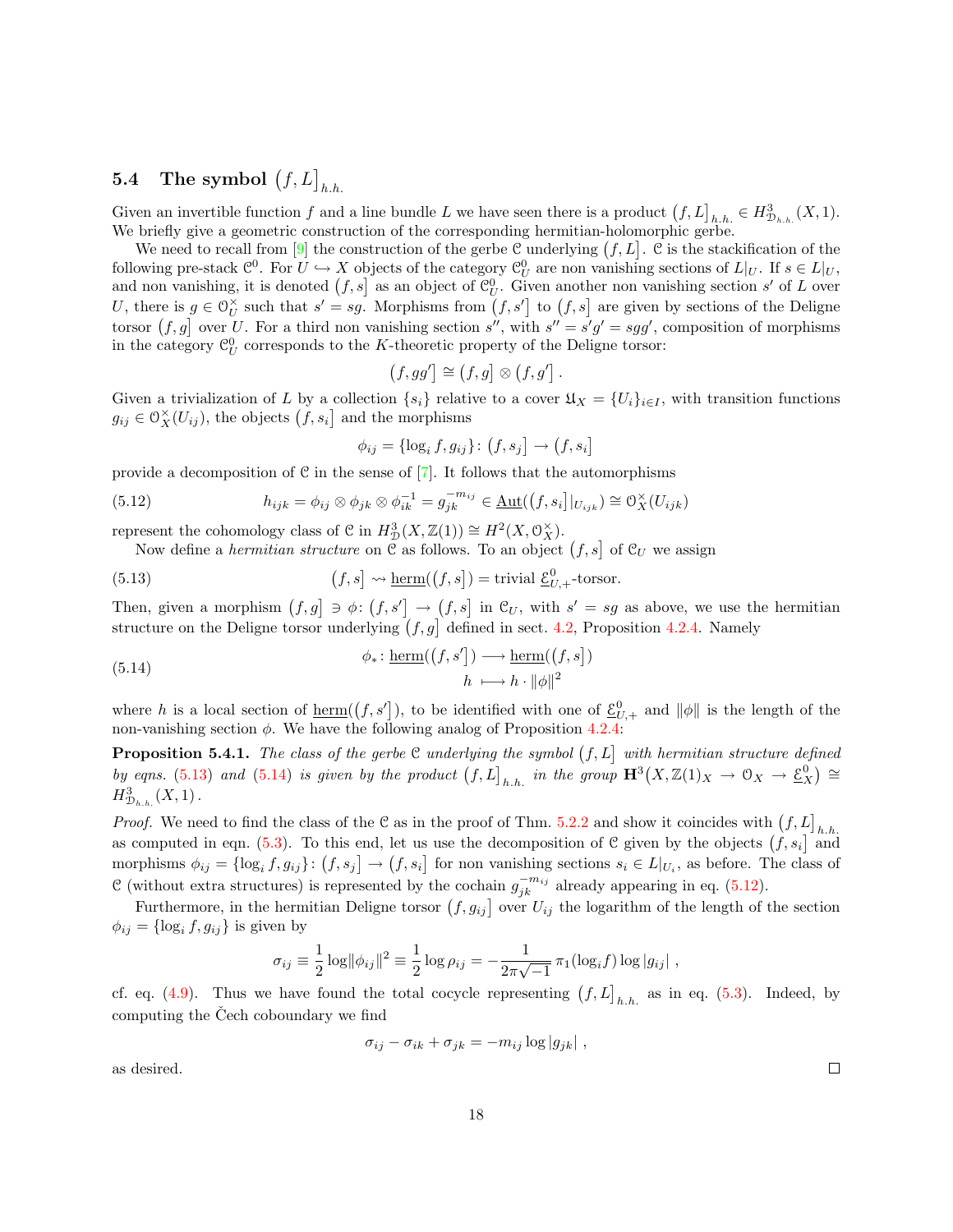### 5.4 The symbol $\big(f,L\big]_{h.h.}$

Given an invertible function $f$ and a line bundle $L$ we have seen there is a product $\big(f,L\big]_{h.h.} \in H^3_{\mathcal{D}_{h.h.}}(X,1)$. We briefly give a geometric construction of the corresponding hermitian-holomorphic gerbe.

We need to recall from [9] the construction of the gerbe $\mathcal{C}$ underlying $\big(f,L\big]$. $\mathcal{C}$ is the stackification of the following pre-stack $\mathcal{C}^0$. For $U \hookrightarrow X$ objects of the category $\mathcal{C}^0_U$ are non vanishing sections of $L|_U$. If $s \in L|_U$, and non vanishing, it is denoted $\big(f,s\big]$ as an object of $\mathcal{C}^0_U$. Given another non vanishing section $s'$ of $L$ over $U$, there is $g \in \mathcal{O}^\times_U$ such that $s' = sg$. Morphisms from $\big(f,s'\big]$ to $\big(f,s\big]$ are given by sections of the Deligne torsor $\big(f,g\big]$ over $U$. For a third non vanishing section $s''$, with $s'' = s'g' = sgg'$, composition of morphisms in the category $\mathcal{C}^0_U$ corresponds to the $K$-theoretic property of the Deligne torsor:

$$\big(f,gg'\big] \cong \big(f,g\big] \otimes \big(f,g'\big]\,.$$

Given a trivialization of $L$ by a collection $\{s_i\}$ relative to a cover $\mathfrak{U}_X = \{U_i\}_{i\in I}$, with transition functions $g_{ij} \in \mathcal{O}^\times_X(U_{ij})$, the objects $\big(f,s_i\big]$ and the morphisms

$$\phi_{ij} = \{\log_i f, g_{ij}\}\colon \big(f,s_j\big] \to \big(f,s_i\big]$$

provide a decomposition of $\mathcal{C}$ in the sense of [7]. It follows that the automorphisms

$$h_{ijk} = \phi_{ij} \otimes \phi_{jk} \otimes \phi_{ik}^{-1} = g_{jk}^{-m_{ij}} \in \underline{\mathrm{Aut}}(\big(f,s_i\big]|_{U_{ijk}}) \cong \mathcal{O}^\times_X(U_{ijk}) \tag{5.12}$$

represent the cohomology class of $\mathcal{C}$ in $H^3_{\mathcal{D}}(X,\mathbb{Z}(1)) \cong H^2(X,\mathcal{O}^\times_X)$.

Now define a *hermitian structure* on $\mathcal{C}$ as follows. To an object $\big(f,s\big]$ of $\mathcal{C}_U$ we assign

$$\big(f,s\big] \rightsquigarrow \underline{\mathrm{herm}}(\big(f,s\big]) = \text{trivial } \underline{\mathcal{E}}^0_{U,+}\text{-torsor.} \tag{5.13}$$

Then, given a morphism $\big(f,g\big] \ni \phi\colon \big(f,s'\big] \to \big(f,s\big]$ in $\mathcal{C}_U$, with $s' = sg$ as above, we use the hermitian structure on the Deligne torsor underlying $\big(f,g\big]$ defined in sect. 4.2, Proposition 4.2.4. Namely

$$\begin{aligned} \phi_*\colon \underline{\mathrm{herm}}(\big(f,s'\big]) &\longrightarrow \underline{\mathrm{herm}}(\big(f,s\big]) \\ h &\longmapsto h\cdot \|\phi\|^2 \end{aligned} \tag{5.14}$$

where $h$ is a local section of $\underline{\mathrm{herm}}(\big(f,s'\big])$, to be identified with one of $\underline{\mathcal{E}}^0_{U,+}$ and $\|\phi\|$ is the length of the non-vanishing section $\phi$. We have the following analog of Proposition 4.2.4:

**Proposition 5.4.1.** *The class of the gerbe $\mathcal{C}$ underlying the symbol $\big(f,L\big]$ with hermitian structure defined by eqns. (5.13) and (5.14) is given by the product $\big(f,L\big]_{h.h.}$ in the group $\mathbf{H}^3\big(X,\mathbb{Z}(1)_X \to \mathcal{O}_X \to \underline{\mathcal{E}}^0_X\big) \cong H^3_{\mathcal{D}_{h.h.}}(X,1)$.*

*Proof.* We need to find the class of the $\mathcal{C}$ as in the proof of Thm. 5.2.2 and show it coincides with $\big(f,L\big]_{h.h.}$ as computed in eqn. (5.3). To this end, let us use the decomposition of $\mathcal{C}$ given by the objects $\big(f,s_i\big]$ and morphisms $\phi_{ij} = \{\log_i f, g_{ij}\}\colon \big(f,s_j\big] \to \big(f,s_i\big]$ for non vanishing sections $s_i \in L|_{U_i}$, as before. The class of $\mathcal{C}$ (without extra structures) is represented by the cochain $g_{jk}^{-m_{ij}}$ already appearing in eq. (5.12).

Furthermore, in the hermitian Deligne torsor $\big(f,g_{ij}\big]$ over $U_{ij}$ the logarithm of the length of the section $\phi_{ij} = \{\log_i f, g_{ij}\}$ is given by

$$\sigma_{ij} \equiv \frac{1}{2}\log\|\phi_{ij}\|^2 \equiv \frac{1}{2}\log\rho_{ij} = -\frac{1}{2\pi\sqrt{-1}}\,\pi_1(\log_i f)\log|g_{ij}|\;,$$

cf. eq. (4.9). Thus we have found the total cocycle representing $\big(f,L\big]_{h.h.}$ as in eq. (5.3). Indeed, by computing the Čech coboundary we find

$$\sigma_{ij} - \sigma_{ik} + \sigma_{jk} = -m_{ij}\log|g_{jk}|\;,$$

as desired. ☐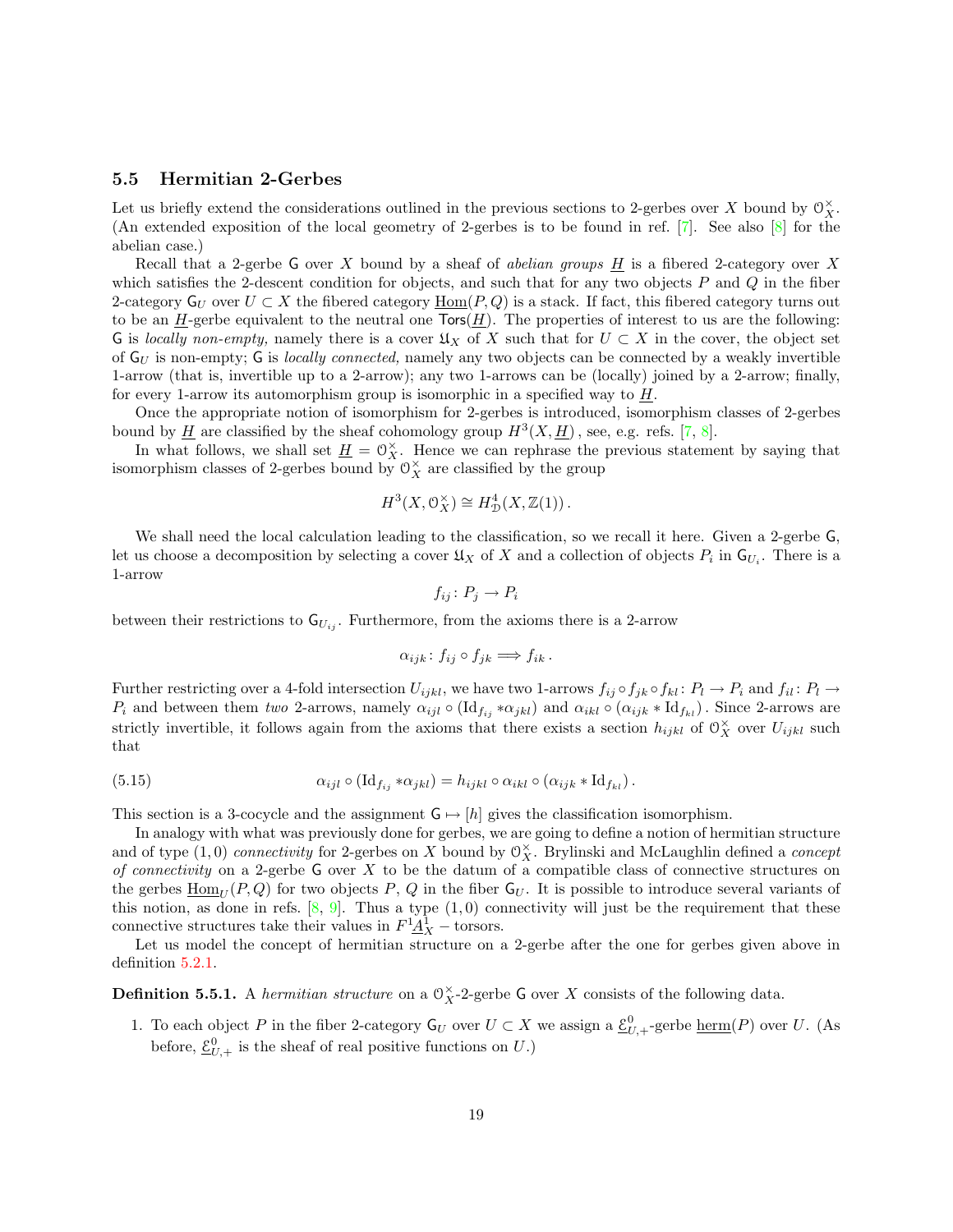### 5.5 Hermitian 2-Gerbes

Let us briefly extend the considerations outlined in the previous sections to 2-gerbes over $X$ bound by $\mathcal{O}_X^\times$. (An extended exposition of the local geometry of 2-gerbes is to be found in ref. [7]. See also [8] for the abelian case.)

Recall that a 2-gerbe $\mathsf{G}$ over $X$ bound by a sheaf of *abelian groups* $\underline{H}$ is a fibered 2-category over $X$ which satisfies the 2-descent condition for objects, and such that for any two objects $P$ and $Q$ in the fiber 2-category $\mathsf{G}_U$ over $U \subset X$ the fibered category $\underline{\mathrm{Hom}}(P,Q)$ is a stack. If fact, this fibered category turns out to be an $\underline{H}$-gerbe equivalent to the neutral one $\mathsf{Tors}(\underline{H})$. The properties of interest to us are the following: $\mathsf{G}$ is *locally non-empty,* namely there is a cover $\mathfrak{U}_X$ of $X$ such that for $U \subset X$ in the cover, the object set of $\mathsf{G}_U$ is non-empty; $\mathsf{G}$ is *locally connected,* namely any two objects can be connected by a weakly invertible 1-arrow (that is, invertible up to a 2-arrow); any two 1-arrows can be (locally) joined by a 2-arrow; finally, for every 1-arrow its automorphism group is isomorphic in a specified way to $\underline{H}$.

Once the appropriate notion of isomorphism for 2-gerbes is introduced, isomorphism classes of 2-gerbes bound by $\underline{H}$ are classified by the sheaf cohomology group $H^3(X,\underline{H})$, see, e.g. refs. [7, 8].

In what follows, we shall set $\underline{H} = \mathcal{O}_X^\times$. Hence we can rephrase the previous statement by saying that isomorphism classes of 2-gerbes bound by $\mathcal{O}_X^\times$ are classified by the group

$$H^3(X,\mathcal{O}_X^\times) \cong H^4_{\mathcal{D}}(X,\mathbb{Z}(1))\,.$$

We shall need the local calculation leading to the classification, so we recall it here. Given a 2-gerbe $\mathsf{G}$, let us choose a decomposition by selecting a cover $\mathfrak{U}_X$ of $X$ and a collection of objects $P_i$ in $\mathsf{G}_{U_i}$. There is a 1-arrow

$$f_{ij} \colon P_j \to P_i$$

between their restrictions to $\mathsf{G}_{U_{ij}}$. Furthermore, from the axioms there is a 2-arrow

$$\alpha_{ijk} \colon f_{ij} \circ f_{jk} \Longrightarrow f_{ik}\,.$$

Further restricting over a 4-fold intersection $U_{ijkl}$, we have two 1-arrows $f_{ij} \circ f_{jk} \circ f_{kl} \colon P_l \to P_i$ and $f_{il} \colon P_l \to P_i$ and between them *two* 2-arrows, namely $\alpha_{ijl} \circ (\mathrm{Id}_{f_{ij}} * \alpha_{jkl})$ and $\alpha_{ikl} \circ (\alpha_{ijk} * \mathrm{Id}_{f_{kl}})$. Since 2-arrows are strictly invertible, it follows again from the axioms that there exists a section $h_{ijkl}$ of $\mathcal{O}_X^\times$ over $U_{ijkl}$ such that

$$\alpha_{ijl} \circ (\mathrm{Id}_{f_{ij}} * \alpha_{jkl}) = h_{ijkl} \circ \alpha_{ikl} \circ (\alpha_{ijk} * \mathrm{Id}_{f_{kl}})\,. \tag{5.15}$$

This section is a 3-cocycle and the assignment $\mathsf{G} \mapsto [h]$ gives the classification isomorphism.

In analogy with what was previously done for gerbes, we are going to define a notion of hermitian structure and of type $(1,0)$ *connectivity* for 2-gerbes on $X$ bound by $\mathcal{O}_X^\times$. Brylinski and McLaughlin defined a *concept of connectivity* on a 2-gerbe $\mathsf{G}$ over $X$ to be the datum of a compatible class of connective structures on the gerbes $\underline{\mathrm{Hom}}_U(P,Q)$ for two objects $P$, $Q$ in the fiber $\mathsf{G}_U$. It is possible to introduce several variants of this notion, as done in refs. [8, 9]. Thus a type $(1,0)$ connectivity will just be the requirement that these connective structures take their values in $F^1\underline{A}^1_X$ – torsors.

Let us model the concept of hermitian structure on a 2-gerbe after the one for gerbes given above in definition 5.2.1.

**Definition 5.5.1.** A *hermitian structure* on a $\mathcal{O}_X^\times$-2-gerbe $\mathsf{G}$ over $X$ consists of the following data.

1. To each object $P$ in the fiber 2-category $\mathsf{G}_U$ over $U \subset X$ we assign a $\underline{\mathcal{E}}^0_{U,+}$-gerbe $\underline{\mathrm{herm}}(P)$ over $U$. (As before, $\underline{\mathcal{E}}^0_{U,+}$ is the sheaf of real positive functions on $U$.)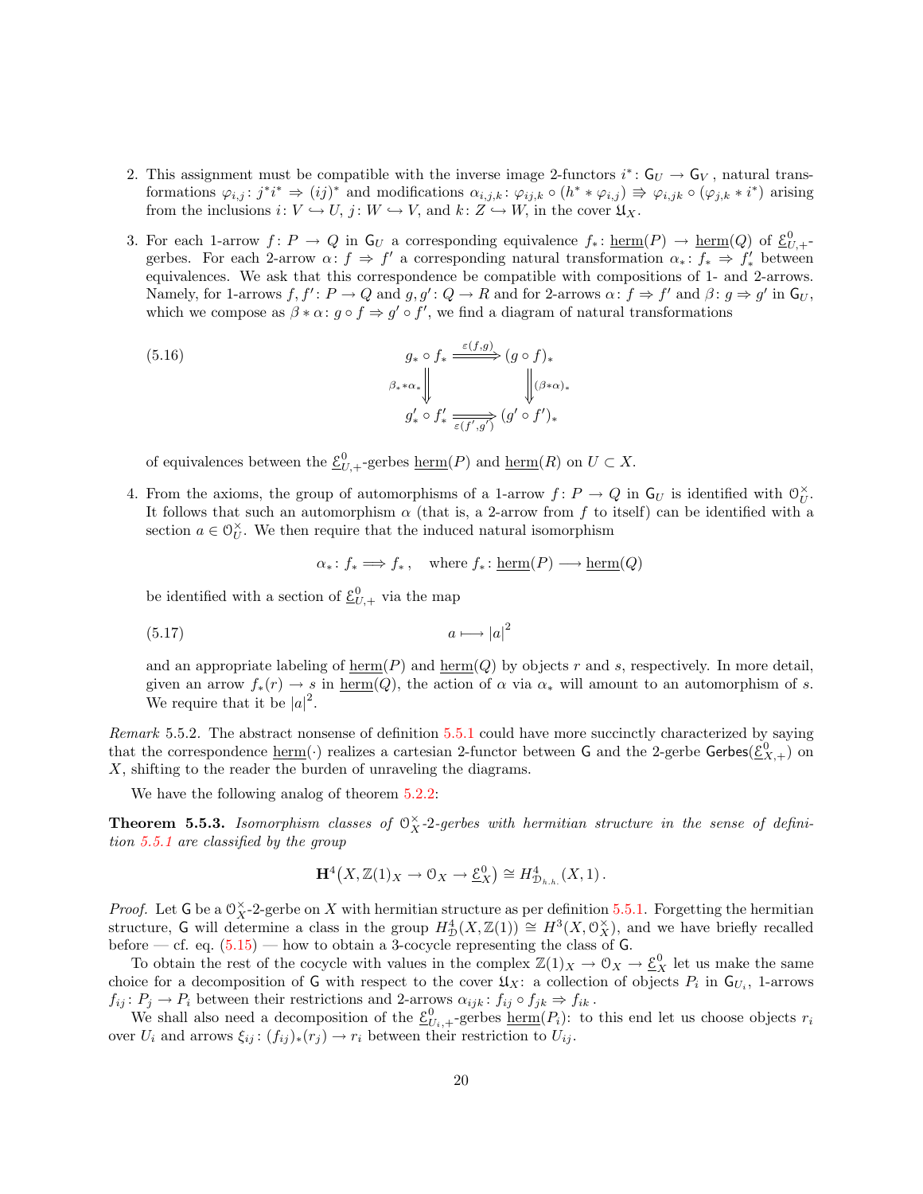2. This assignment must be compatible with the inverse image 2-functors $i^*\colon \mathsf{G}_U \to \mathsf{G}_V$, natural transformations $\varphi_{i,j}\colon j^* i^* \Rightarrow (ij)^*$ and modifications $\alpha_{i,j,k}\colon \varphi_{ij,k} \circ (h^* * \varphi_{i,j}) \Rrightarrow \varphi_{i,jk} \circ (\varphi_{j,k} * i^*)$ arising from the inclusions $i\colon V \hookrightarrow U$, $j\colon W \hookrightarrow V$, and $k\colon Z \hookrightarrow W$, in the cover $\mathfrak{U}_X$.

3. For each 1-arrow $f\colon P \to Q$ in $\mathsf{G}_U$ a corresponding equivalence $f_*\colon \underline{\mathrm{herm}}(P) \to \underline{\mathrm{herm}}(Q)$ of $\underline{\mathcal{E}}^0_{U,+}$-gerbes. For each 2-arrow $\alpha\colon f \Rightarrow f'$ a corresponding natural transformation $\alpha_*\colon f_* \Rightarrow f'_*$ between equivalences. We ask that this correspondence be compatible with compositions of 1- and 2-arrows. Namely, for 1-arrows $f, f'\colon P \to Q$ and $g, g'\colon Q \to R$ and for 2-arrows $\alpha\colon f \Rightarrow f'$ and $\beta\colon g \Rightarrow g'$ in $\mathsf{G}_U$, which we compose as $\beta * \alpha\colon g \circ f \Rightarrow g' \circ f'$, we find a diagram of natural transformations

$$\begin{array}{ccc} g_* \circ f_* & \xRightarrow{\varepsilon(f,g)} & (g \circ f)_* \\ {\scriptstyle \beta_* * \alpha_*}\Big\Downarrow & & \Big\Downarrow{\scriptstyle (\beta * \alpha)_*} \\ g'_* \circ f'_* & \xRightarrow[\varepsilon(f',g')]{} & (g' \circ f')_* \end{array} \tag{5.16}$$

of equivalences between the $\underline{\mathcal{E}}^0_{U,+}$-gerbes $\underline{\mathrm{herm}}(P)$ and $\underline{\mathrm{herm}}(R)$ on $U \subset X$.

4. From the axioms, the group of automorphisms of a 1-arrow $f\colon P \to Q$ in $\mathsf{G}_U$ is identified with $\mathcal{O}^\times_U$. It follows that such an automorphism $\alpha$ (that is, a 2-arrow from $f$ to itself) can be identified with a section $a \in \mathcal{O}^\times_U$. We then require that the induced natural isomorphism

$$\alpha_*\colon f_* \Longrightarrow f_*\,, \quad \text{where } f_*\colon \underline{\mathrm{herm}}(P) \longrightarrow \underline{\mathrm{herm}}(Q)$$

be identified with a section of $\underline{\mathcal{E}}^0_{U,+}$ via the map

$$a \longmapsto |a|^2 \tag{5.17}$$

and an appropriate labeling of $\underline{\mathrm{herm}}(P)$ and $\underline{\mathrm{herm}}(Q)$ by objects $r$ and $s$, respectively. In more detail, given an arrow $f_*(r) \to s$ in $\underline{\mathrm{herm}}(Q)$, the action of $\alpha$ via $\alpha_*$ will amount to an automorphism of $s$. We require that it be $|a|^2$.

*Remark* 5.5.2. The abstract nonsense of definition 5.5.1 could have more succinctly characterized by saying that the correspondence $\underline{\mathrm{herm}}(\cdot)$ realizes a cartesian 2-functor between $\mathsf{G}$ and the 2-gerbe $\mathsf{Gerbes}(\underline{\mathcal{E}}^0_{X,+})$ on $X$, shifting to the reader the burden of unraveling the diagrams.

We have the following analog of theorem 5.2.2:

**Theorem 5.5.3.** *Isomorphism classes of $\mathcal{O}^\times_X$-2-gerbes with hermitian structure in the sense of definition 5.5.1 are classified by the group*

$$\mathbf{H}^4\big(X, \mathbb{Z}(1)_X \to \mathcal{O}_X \to \underline{\mathcal{E}}^0_X\big) \cong H^4_{\mathcal{D}_{h.h.}}(X,1)\,.$$

*Proof.* Let $\mathsf{G}$ be a $\mathcal{O}^\times_X$-2-gerbe on $X$ with hermitian structure as per definition 5.5.1. Forgetting the hermitian structure, $\mathsf{G}$ will determine a class in the group $H^4_{\mathcal{D}}(X, \mathbb{Z}(1)) \cong H^3(X, \mathcal{O}^\times_X)$, and we have briefly recalled before — cf. eq. (5.15) — how to obtain a 3-cocycle representing the class of $\mathsf{G}$.

To obtain the rest of the cocycle with values in the complex $\mathbb{Z}(1)_X \to \mathcal{O}_X \to \underline{\mathcal{E}}^0_X$ let us make the same choice for a decomposition of $\mathsf{G}$ with respect to the cover $\mathfrak{U}_X$: a collection of objects $P_i$ in $\mathsf{G}_{U_i}$, 1-arrows $f_{ij}\colon P_j \to P_i$ between their restrictions and 2-arrows $\alpha_{ijk}\colon f_{ij} \circ f_{jk} \Rightarrow f_{ik}$.

We shall also need a decomposition of the $\underline{\mathcal{E}}^0_{U_i,+}$-gerbes $\underline{\mathrm{herm}}(P_i)$: to this end let us choose objects $r_i$ over $U_i$ and arrows $\xi_{ij}\colon (f_{ij})_*(r_j) \to r_i$ between their restriction to $U_{ij}$.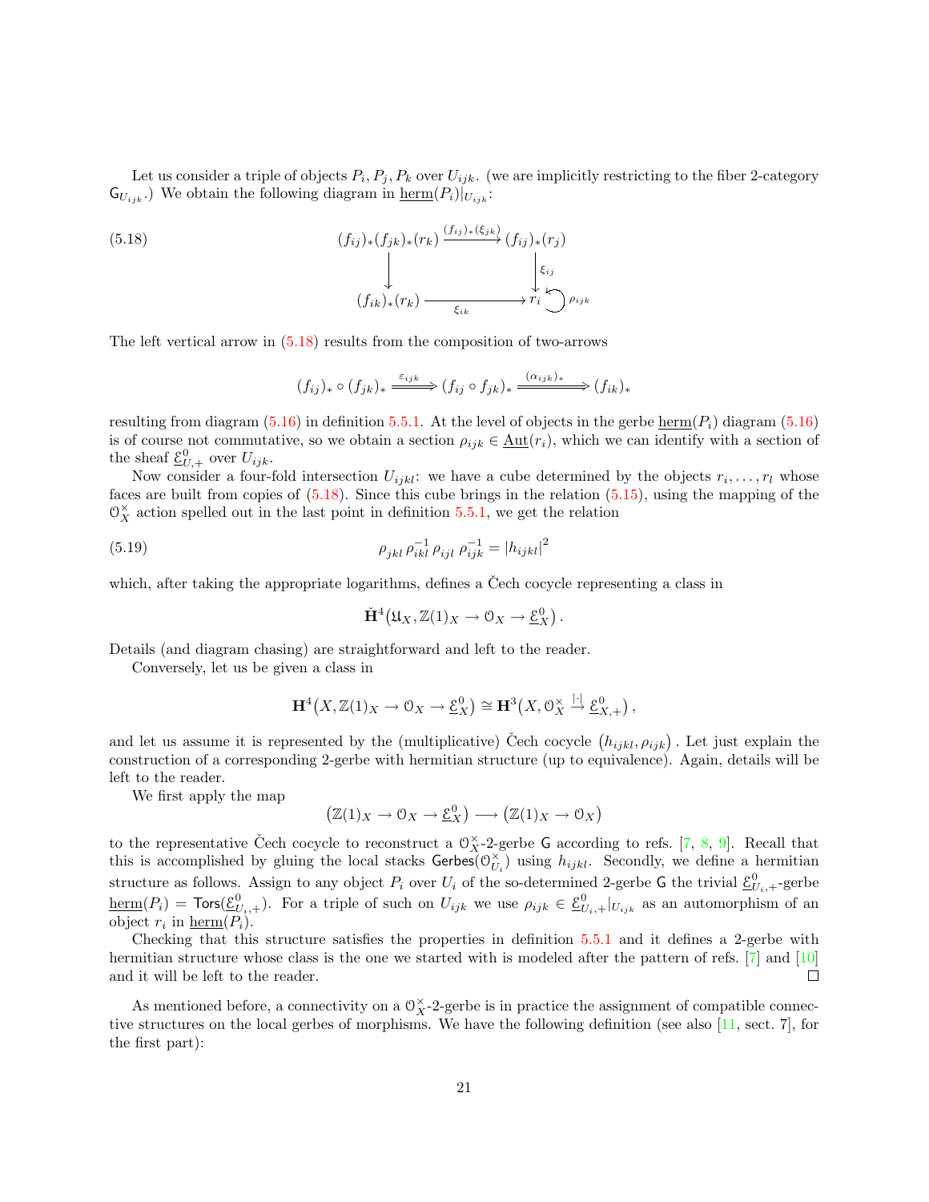Let us consider a triple of objects $P_i, P_j, P_k$ over $U_{ijk}$. (we are implicitly restricting to the fiber 2-category $\mathsf{G}_{U_{ijk}}$.) We obtain the following diagram in $\underline{\mathrm{herm}}(P_i)|_{U_{ijk}}$:

$$
\begin{array}{ccc}
(f_{ij})_*(f_{jk})_*(r_k) & \xrightarrow{(f_{ij})_*(\xi_{jk})} & (f_{ij})_*(r_j) \\
\Big\downarrow & & \Big\downarrow \xi_{ij} \\
(f_{ik})_*(r_k) & \xrightarrow[\xi_{ik}]{} & r_i \circlearrowleft \rho_{ijk}
\end{array}
\tag{5.18}
$$

The left vertical arrow in (5.18) results from the composition of two-arrows

$$
(f_{ij})_* \circ (f_{jk})_* \xRightarrow{\varepsilon_{ijk}} (f_{ij} \circ f_{jk})_* \xRightarrow{(\alpha_{ijk})_*} (f_{ik})_*
$$

resulting from diagram (5.16) in definition 5.5.1. At the level of objects in the gerbe $\underline{\mathrm{herm}}(P_i)$ diagram (5.16) is of course not commutative, so we obtain a section $\rho_{ijk} \in \underline{\mathrm{Aut}}(r_i)$, which we can identify with a section of the sheaf $\underline{\mathcal{E}}^0_{U,+}$ over $U_{ijk}$.

Now consider a four-fold intersection $U_{ijkl}$: we have a cube determined by the objects $r_i, \dots, r_l$ whose faces are built from copies of (5.18). Since this cube brings in the relation (5.15), using the mapping of the $\mathcal{O}_X^\times$ action spelled out in the last point in definition 5.5.1, we get the relation

$$
\rho_{jkl}\, \rho_{ikl}^{-1}\, \rho_{ijl}\, \rho_{ijk}^{-1} = |h_{ijkl}|^2 \tag{5.19}
$$

which, after taking the appropriate logarithms, defines a Čech cocycle representing a class in

$$
\check{\mathbf{H}}^4\big(\mathfrak{U}_X, \mathbb{Z}(1)_X \to \mathcal{O}_X \to \underline{\mathcal{E}}^0_X\big)\,.
$$

Details (and diagram chasing) are straightforward and left to the reader.

Conversely, let us be given a class in

$$
\mathbf{H}^4\big(X, \mathbb{Z}(1)_X \to \mathcal{O}_X \to \underline{\mathcal{E}}^0_X\big) \cong \mathbf{H}^3\big(X, \mathcal{O}_X^\times \xrightarrow{|\cdot|} \underline{\mathcal{E}}^0_{X,+}\big)\,,
$$

and let us assume it is represented by the (multiplicative) Čech cocycle $\big(h_{ijkl}, \rho_{ijk}\big)$. Let just explain the construction of a corresponding 2-gerbe with hermitian structure (up to equivalence). Again, details will be left to the reader.

We first apply the map

$$
\big(\mathbb{Z}(1)_X \to \mathcal{O}_X \to \underline{\mathcal{E}}^0_X\big) \longrightarrow \big(\mathbb{Z}(1)_X \to \mathcal{O}_X\big)
$$

to the representative Čech cocycle to reconstruct a $\mathcal{O}_X^\times$-2-gerbe $\mathsf{G}$ according to refs. [7, 8, 9]. Recall that this is accomplished by gluing the local stacks $\mathsf{Gerbes}(\mathcal{O}_{U_i}^\times)$ using $h_{ijkl}$. Secondly, we define a hermitian structure as follows. Assign to any object $P_i$ over $U_i$ of the so-determined 2-gerbe $\mathsf{G}$ the trivial $\underline{\mathcal{E}}^0_{U_i,+}$-gerbe $\underline{\mathrm{herm}}(P_i) = \mathsf{Tors}(\underline{\mathcal{E}}^0_{U_i,+})$. For a triple of such on $U_{ijk}$ we use $\rho_{ijk} \in \underline{\mathcal{E}}^0_{U_i,+}|_{U_{ijk}}$ as an automorphism of an object $r_i$ in $\underline{\mathrm{herm}}(P_i)$.

Checking that this structure satisfies the properties in definition 5.5.1 and it defines a 2-gerbe with hermitian structure whose class is the one we started with is modeled after the pattern of refs. [7] and [10] and it will be left to the reader. □

As mentioned before, a connectivity on a $\mathcal{O}_X^\times$-2-gerbe is in practice the assignment of compatible connective structures on the local gerbes of morphisms. We have the following definition (see also [11, sect. 7], for the first part):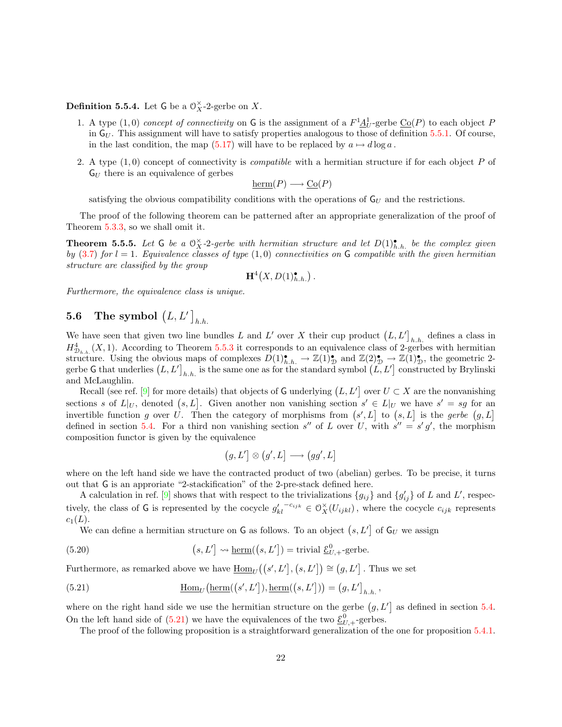**Definition 5.5.4.** Let $\mathsf{G}$ be a $\mathcal{O}_X^\times$-2-gerbe on $X$.

1. A type $(1,0)$ *concept of connectivity* on $\mathsf{G}$ is the assignment of a $F^1\underline{A}^1_U$-gerbe $\underline{\mathrm{Co}}(P)$ to each object $P$ in $\mathsf{G}_U$. This assignment will have to satisfy properties analogous to those of definition 5.5.1. Of course, in the last condition, the map (5.17) will have to be replaced by $a \mapsto d\log a$.

2. A type $(1,0)$ concept of connectivity is *compatible* with a hermitian structure if for each object $P$ of $\mathsf{G}_U$ there is an equivalence of gerbes
$$\underline{\mathrm{herm}}(P) \longrightarrow \underline{\mathrm{Co}}(P)$$
satisfying the obvious compatibility conditions with the operations of $\mathsf{G}_U$ and the restrictions.

The proof of the following theorem can be patterned after an appropriate generalization of the proof of Theorem 5.3.3, so we shall omit it.

**Theorem 5.5.5.** *Let $\mathsf{G}$ be a $\mathcal{O}_X^\times$-2-gerbe with hermitian structure and let $D(1)^\bullet_{h.h.}$ be the complex given by (3.7) for $l=1$. Equivalence classes of type $(1,0)$ connectivities on $\mathsf{G}$ compatible with the given hermitian structure are classified by the group*
$$\mathbf{H}^4\big(X, D(1)^\bullet_{h.h.}\big)\,.$$
*Furthermore, the equivalence class is unique.*

## 5.6 The symbol $\big(L, L'\big]_{h.h.}$

We have seen that given two line bundles $L$ and $L'$ over $X$ their cup product $\big(L,L'\big]_{h.h.}$ defines a class in $H^4_{\mathcal{D}_{h.h.}}(X,1)$. According to Theorem 5.5.3 it corresponds to an equivalence class of 2-gerbes with hermitian structure. Using the obvious maps of complexes $D(1)^\bullet_{h.h.} \to \mathbb{Z}(1)^\bullet_{\mathcal{D}}$ and $\mathbb{Z}(2)^\bullet_{\mathcal{D}} \to \mathbb{Z}(1)^\bullet_{\mathcal{D}}$, the geometric 2-gerbe $\mathsf{G}$ that underlies $\big(L,L'\big]_{h.h.}$ is the same one as for the standard symbol $\big(L,L'\big]$ constructed by Brylinski and McLaughlin.

Recall (see ref. [9] for more details) that objects of $\mathsf{G}$ underlying $\big(L,L'\big]$ over $U \subset X$ are the nonvanishing sections $s$ of $L|_U$, denoted $\big(s,L\big]$. Given another non vanishing section $s' \in L|_U$ we have $s' = sg$ for an invertible function $g$ over $U$. Then the category of morphisms from $\big(s',L\big]$ to $\big(s,L\big]$ is the *gerbe* $\big(g,L\big]$ defined in section 5.4. For a third non vanishing section $s''$ of $L$ over $U$, with $s'' = s'\,g'$, the morphism composition functor is given by the equivalence
$$\big(g,L'\big] \otimes \big(g',L\big] \longrightarrow \big(gg',L\big]$$
where on the left hand side we have the contracted product of two (abelian) gerbes. To be precise, it turns out that $\mathsf{G}$ is an approriate "2-stackification" of the 2-pre-stack defined here.

A calculation in ref. [9] shows that with respect to the trivializations $\{g_{ij}\}$ and $\{g'_{ij}\}$ of $L$ and $L'$, respectively, the class of $\mathsf{G}$ is represented by the cocycle ${g'_{kl}}^{-c_{ijk}} \in \mathcal{O}_X^\times(U_{ijkl})$, where the cocycle $c_{ijk}$ represents $c_1(L)$.

We can define a hermitian structure on $\mathsf{G}$ as follows. To an object $\big(s,L'\big]$ of $\mathsf{G}_U$ we assign
$$\big(s,L'\big] \rightsquigarrow \underline{\mathrm{herm}}\big(\big(s,L'\big]\big) = \text{trivial } \underline{\mathcal{E}}^0_{U,+}\text{-gerbe.} \tag{5.20}$$
Furthermore, as remarked above we have $\underline{\mathrm{Hom}}_U\big(\big(s',L'\big],\big(s,L'\big]\big) \cong \big(g,L'\big]$. Thus we set
$$\underline{\mathrm{Hom}}_U\big(\underline{\mathrm{herm}}(\big(s',L'\big]),\underline{\mathrm{herm}}(\big(s,L'\big])\big) = \big(g,L'\big]_{h.h.}\,, \tag{5.21}$$
where on the right hand side we use the hermitian structure on the gerbe $\big(g,L'\big]$ as defined in section 5.4. On the left hand side of (5.21) we have the equivalences of the two $\underline{\mathcal{E}}^0_{U,+}$-gerbes.

The proof of the following proposition is a straightforward generalization of the one for proposition 5.4.1.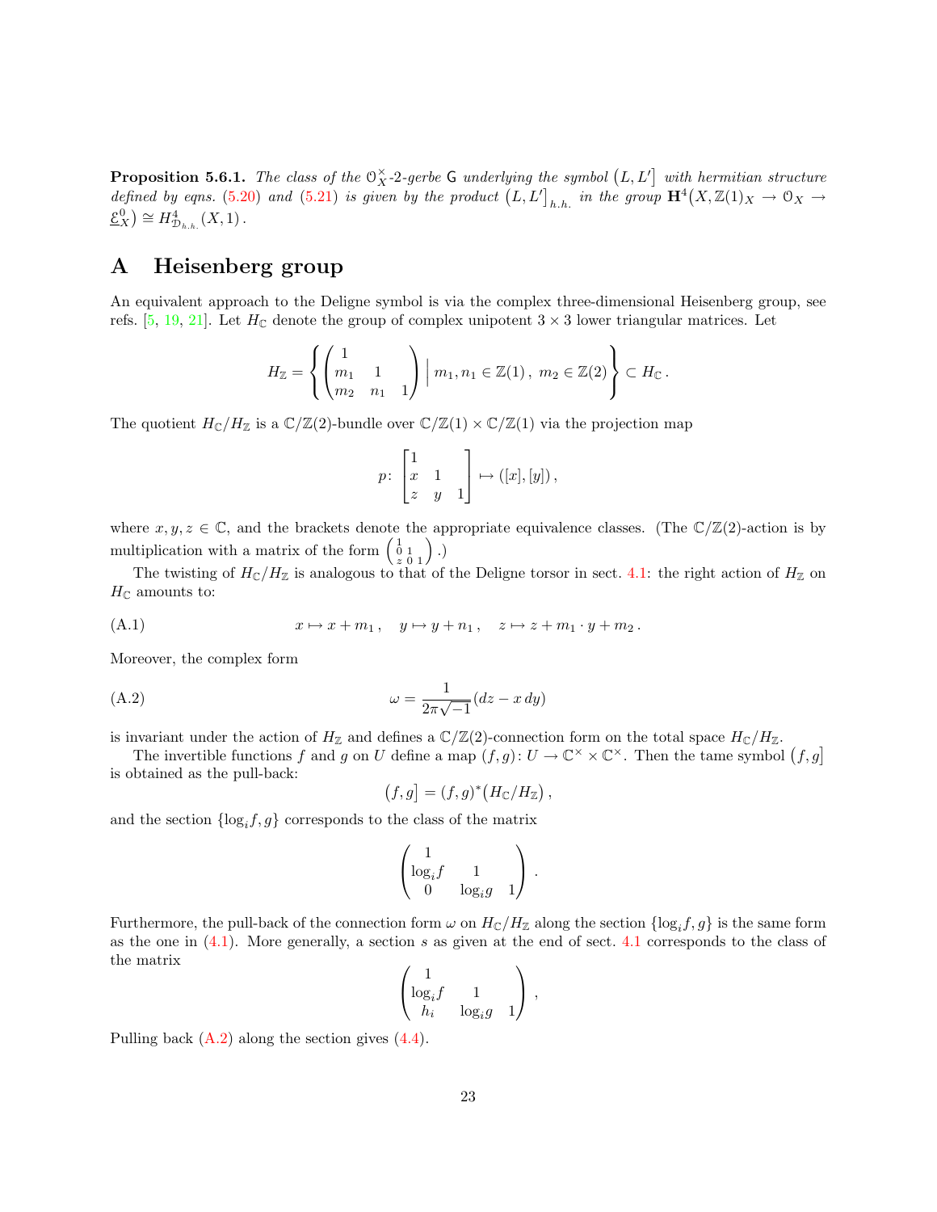**Proposition 5.6.1.** *The class of the $\mathcal{O}_X^\times$-2-gerbe $\mathsf{G}$ underlying the symbol $\big(L, L'\big]$ with hermitian structure defined by eqns. (5.20) and (5.21) is given by the product $\big(L, L'\big]_{h.h.}$ in the group $\mathbf{H}^4\big(X, \mathbb{Z}(1)_X \to \mathcal{O}_X \to \underline{\mathcal{E}}^0_X\big) \cong H^4_{\mathcal{D}_{h.h.}}(X, 1)$.*

# A Heisenberg group

An equivalent approach to the Deligne symbol is via the complex three-dimensional Heisenberg group, see refs. [5, 19, 21]. Let $H_\mathbb{C}$ denote the group of complex unipotent $3 \times 3$ lower triangular matrices. Let

$$
H_\mathbb{Z} = \left\{ \begin{pmatrix} 1 & & \\ m_1 & 1 & \\ m_2 & n_1 & 1 \end{pmatrix} \;\Big|\; m_1, n_1 \in \mathbb{Z}(1)\,,\; m_2 \in \mathbb{Z}(2) \right\} \subset H_\mathbb{C}\,.
$$

The quotient $H_\mathbb{C}/H_\mathbb{Z}$ is a $\mathbb{C}/\mathbb{Z}(2)$-bundle over $\mathbb{C}/\mathbb{Z}(1) \times \mathbb{C}/\mathbb{Z}(1)$ via the projection map

$$
p \colon \begin{bmatrix} 1 & & \\ x & 1 & \\ z & y & 1 \end{bmatrix} \mapsto ([x], [y])\,,
$$

where $x, y, z \in \mathbb{C}$, and the brackets denote the appropriate equivalence classes. (The $\mathbb{C}/\mathbb{Z}(2)$-action is by multiplication with a matrix of the form $\left(\begin{smallmatrix} 1 & & \\ 0 & 1 & \\ z & 0 & 1 \end{smallmatrix}\right)$.)

The twisting of $H_\mathbb{C}/H_\mathbb{Z}$ is analogous to that of the Deligne torsor in sect. 4.1: the right action of $H_\mathbb{Z}$ on $H_\mathbb{C}$ amounts to:

$$
x \mapsto x + m_1\,, \quad y \mapsto y + n_1\,, \quad z \mapsto z + m_1 \cdot y + m_2\,. \tag{A.1}
$$

Moreover, the complex form

$$
\omega = \frac{1}{2\pi\sqrt{-1}}(dz - x\, dy) \tag{A.2}
$$

is invariant under the action of $H_\mathbb{Z}$ and defines a $\mathbb{C}/\mathbb{Z}(2)$-connection form on the total space $H_\mathbb{C}/H_\mathbb{Z}$.

The invertible functions $f$ and $g$ on $U$ define a map $(f, g) \colon U \to \mathbb{C}^\times \times \mathbb{C}^\times$. Then the tame symbol $\big(f, g\big]$ is obtained as the pull-back:

$$
\big(f, g\big] = (f, g)^*\big(H_\mathbb{C}/H_\mathbb{Z}\big)\,,
$$

and the section $\{\log_i f, g\}$ corresponds to the class of the matrix

$$
\begin{pmatrix} 1 & & \\ \log_i f & 1 & \\ 0 & \log_i g & 1 \end{pmatrix}.
$$

Furthermore, the pull-back of the connection form $\omega$ on $H_\mathbb{C}/H_\mathbb{Z}$ along the section $\{\log_i f, g\}$ is the same form as the one in (4.1). More generally, a section $s$ as given at the end of sect. 4.1 corresponds to the class of the matrix

$$
\begin{pmatrix} 1 & & \\ \log_i f & 1 & \\ h_i & \log_i g & 1 \end{pmatrix},
$$

Pulling back (A.2) along the section gives (4.4).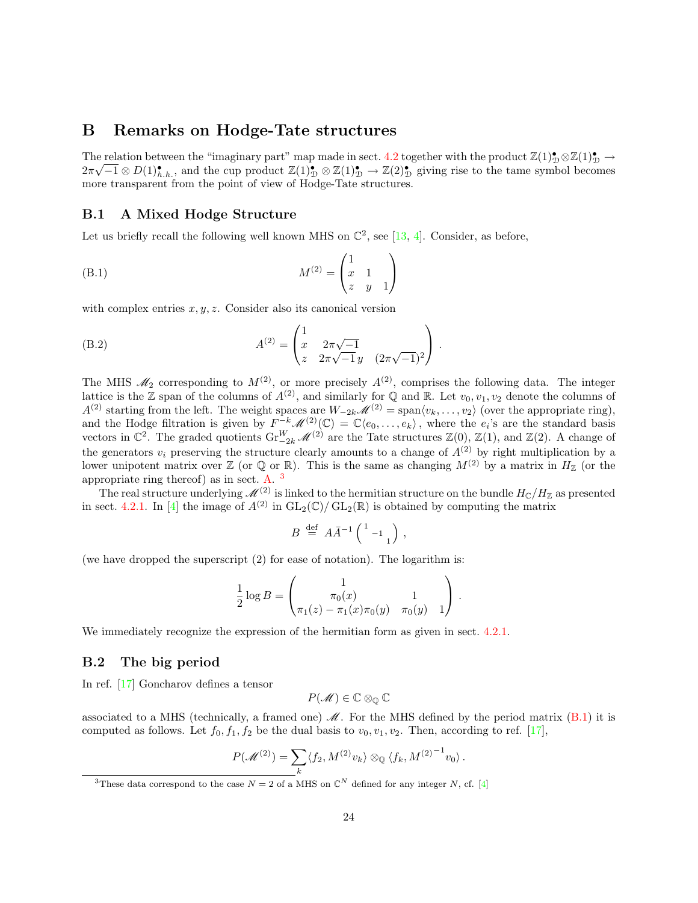# B Remarks on Hodge-Tate structures

The relation between the "imaginary part" map made in sect. 4.2 together with the product $\mathbb{Z}(1)^\bullet_{\mathcal{D}} \otimes \mathbb{Z}(1)^\bullet_{\mathcal{D}} \to 2\pi\sqrt{-1} \otimes D(1)^\bullet_{h.h.}$, and the cup product $\mathbb{Z}(1)^\bullet_{\mathcal{D}} \otimes \mathbb{Z}(1)^\bullet_{\mathcal{D}} \to \mathbb{Z}(2)^\bullet_{\mathcal{D}}$ giving rise to the tame symbol becomes more transparent from the point of view of Hodge-Tate structures.

## B.1 A Mixed Hodge Structure

Let us briefly recall the following well known MHS on $\mathbb{C}^2$, see [13, 4]. Consider, as before,

$$M^{(2)} = \begin{pmatrix} 1 & & \\ x & 1 & \\ z & y & 1 \end{pmatrix} \tag{B.1}$$

with complex entries $x, y, z$. Consider also its canonical version

$$A^{(2)} = \begin{pmatrix} 1 & & \\ x & 2\pi\sqrt{-1} & \\ z & 2\pi\sqrt{-1}\, y & (2\pi\sqrt{-1})^2 \end{pmatrix}. \tag{B.2}$$

The MHS $\mathscr{M}_2$ corresponding to $M^{(2)}$, or more precisely $A^{(2)}$, comprises the following data. The integer lattice is the $\mathbb{Z}$ span of the columns of $A^{(2)}$, and similarly for $\mathbb{Q}$ and $\mathbb{R}$. Let $v_0, v_1, v_2$ denote the columns of $A^{(2)}$ starting from the left. The weight spaces are $W_{-2k}\mathscr{M}^{(2)} = \operatorname{span}\langle v_k, \dots, v_2\rangle$ (over the appropriate ring), and the Hodge filtration is given by $F^{-k}\mathscr{M}^{(2)}(\mathbb{C}) = \mathbb{C}\langle e_0, \dots, e_k\rangle$, where the $e_i$'s are the standard basis vectors in $\mathbb{C}^2$. The graded quotients $\operatorname{Gr}^W_{-2k}\mathscr{M}^{(2)}$ are the Tate structures $\mathbb{Z}(0)$, $\mathbb{Z}(1)$, and $\mathbb{Z}(2)$. A change of the generators $v_i$ preserving the structure clearly amounts to a change of $A^{(2)}$ by right multiplication by a lower unipotent matrix over $\mathbb{Z}$ (or $\mathbb{Q}$ or $\mathbb{R}$). This is the same as changing $M^{(2)}$ by a matrix in $H_{\mathbb{Z}}$ (or the appropriate ring thereof) as in sect. A. [3]

The real structure underlying $\mathscr{M}^{(2)}$ is linked to the hermitian structure on the bundle $H_{\mathbb{C}}/H_{\mathbb{Z}}$ as presented in sect. 4.2.1. In [4] the image of $A^{(2)}$ in $\mathrm{GL}_2(\mathbb{C})/\mathrm{GL}_2(\mathbb{R})$ is obtained by computing the matrix

$$B \overset{\text{def}}{=} A\bar{A}^{-1} \begin{pmatrix} 1 & & \\ & -1 & \\ & & 1 \end{pmatrix},$$

(we have dropped the superscript (2) for ease of notation). The logarithm is:

$$\frac{1}{2}\log B = \begin{pmatrix} 1 & & \\ \pi_0(x) & 1 & \\ \pi_1(z) - \pi_1(x)\pi_0(y) & \pi_0(y) & 1 \end{pmatrix}.$$

We immediately recognize the expression of the hermitian form as given in sect. 4.2.1.

## B.2 The big period

In ref. [17] Goncharov defines a tensor

$$P(\mathscr{M}) \in \mathbb{C} \otimes_{\mathbb{Q}} \mathbb{C}$$

associated to a MHS (technically, a framed one) $\mathscr{M}$. For the MHS defined by the period matrix (B.1) it is computed as follows. Let $f_0, f_1, f_2$ be the dual basis to $v_0, v_1, v_2$. Then, according to ref. [17],

$$P(\mathscr{M}^{(2)}) = \sum_k \langle f_2, M^{(2)} v_k\rangle \otimes_{\mathbb{Q}} \langle f_k, {M^{(2)}}^{-1} v_0\rangle.$$

[3] These data correspond to the case $N = 2$ of a MHS on $\mathbb{C}^N$ defined for any integer $N$, cf. [4]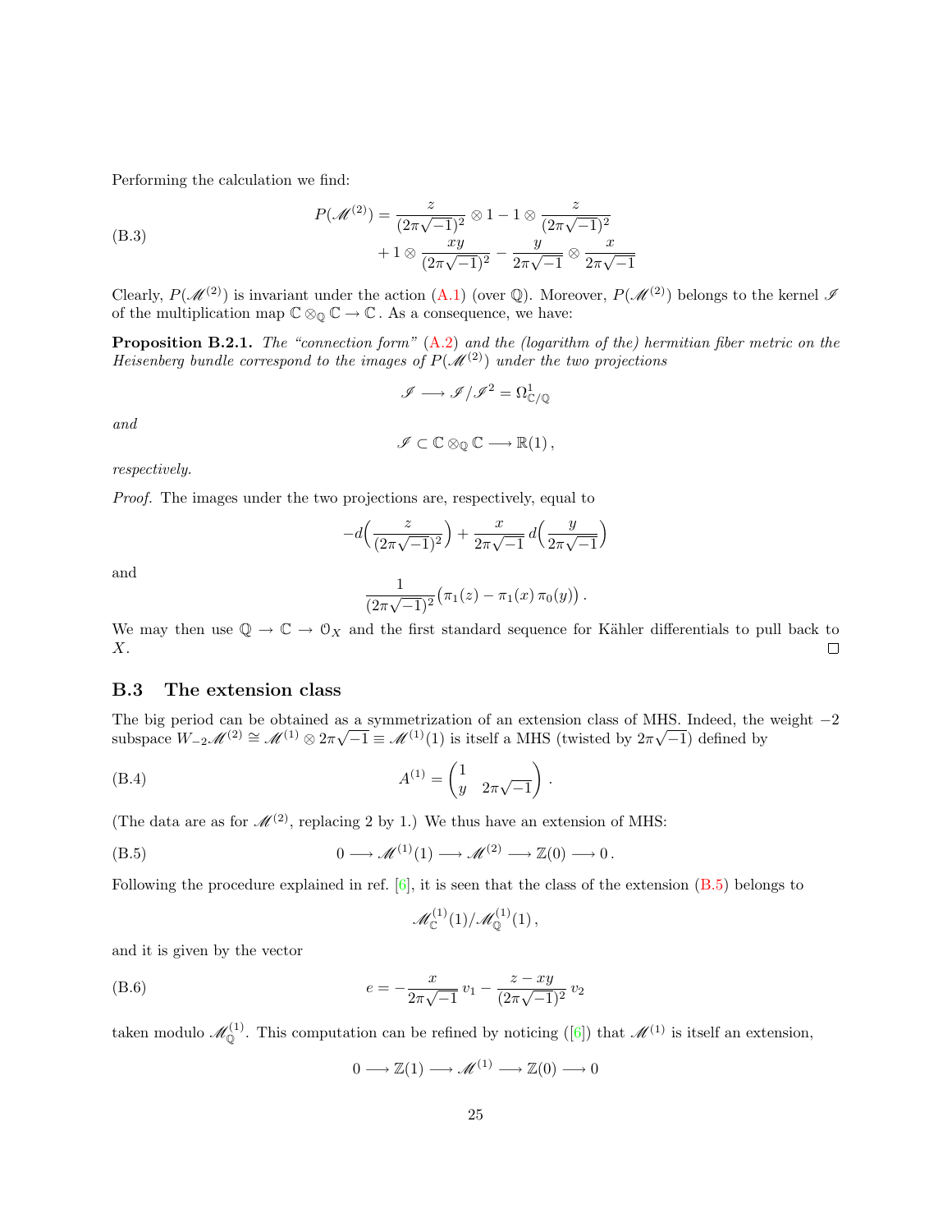Performing the calculation we find:

$$
\begin{aligned}
P(\mathscr{M}^{(2)}) &= \frac{z}{(2\pi\sqrt{-1})^2} \otimes 1 - 1 \otimes \frac{z}{(2\pi\sqrt{-1})^2} \\
&\quad + 1 \otimes \frac{xy}{(2\pi\sqrt{-1})^2} - \frac{y}{2\pi\sqrt{-1}} \otimes \frac{x}{2\pi\sqrt{-1}}
\end{aligned} \tag{B.3}
$$

Clearly, $P(\mathscr{M}^{(2)})$ is invariant under the action (A.1) (over $\mathbb{Q}$). Moreover, $P(\mathscr{M}^{(2)})$ belongs to the kernel $\mathscr{I}$ of the multiplication map $\mathbb{C} \otimes_{\mathbb{Q}} \mathbb{C} \to \mathbb{C}$. As a consequence, we have:

**Proposition B.2.1.** *The "connection form" (A.2) and the (logarithm of the) hermitian fiber metric on the Heisenberg bundle correspond to the images of $P(\mathscr{M}^{(2)})$ under the two projections*

$$
\mathscr{I} \longrightarrow \mathscr{I}/\mathscr{I}^2 = \Omega^1_{\mathbb{C}/\mathbb{Q}}
$$

*and*

$$
\mathscr{I} \subset \mathbb{C} \otimes_{\mathbb{Q}} \mathbb{C} \longrightarrow \mathbb{R}(1)\,,
$$

*respectively.*

*Proof.* The images under the two projections are, respectively, equal to

$$
-d\Big(\frac{z}{(2\pi\sqrt{-1})^2}\Big) + \frac{x}{2\pi\sqrt{-1}}\, d\Big(\frac{y}{2\pi\sqrt{-1}}\Big)
$$

and

$$
\frac{1}{(2\pi\sqrt{-1})^2}\big(\pi_1(z) - \pi_1(x)\,\pi_0(y)\big)\,.
$$

We may then use $\mathbb{Q} \to \mathbb{C} \to \mathcal{O}_X$ and the first standard sequence for Kähler differentials to pull back to $X$. ∎

## B.3 The extension class

The big period can be obtained as a symmetrization of an extension class of MHS. Indeed, the weight $-2$ subspace $W_{-2}\mathscr{M}^{(2)} \cong \mathscr{M}^{(1)} \otimes 2\pi\sqrt{-1} \equiv \mathscr{M}^{(1)}(1)$ is itself a MHS (twisted by $2\pi\sqrt{-1}$) defined by

$$
A^{(1)} = \begin{pmatrix} 1 & \\ y & 2\pi\sqrt{-1} \end{pmatrix}\,. \tag{B.4}
$$

(The data are as for $\mathscr{M}^{(2)}$, replacing 2 by 1.) We thus have an extension of MHS:

$$
0 \longrightarrow \mathscr{M}^{(1)}(1) \longrightarrow \mathscr{M}^{(2)} \longrightarrow \mathbb{Z}(0) \longrightarrow 0\,. \tag{B.5}
$$

Following the procedure explained in ref. [6], it is seen that the class of the extension (B.5) belongs to

$$
\mathscr{M}^{(1)}_{\mathbb{C}}(1)/\mathscr{M}^{(1)}_{\mathbb{Q}}(1)\,,
$$

and it is given by the vector

$$
e = -\frac{x}{2\pi\sqrt{-1}}\, v_1 - \frac{z - xy}{(2\pi\sqrt{-1})^2}\, v_2 \tag{B.6}
$$

taken modulo $\mathscr{M}^{(1)}_{\mathbb{Q}}$. This computation can be refined by noticing ([6]) that $\mathscr{M}^{(1)}$ is itself an extension,

$$
0 \longrightarrow \mathbb{Z}(1) \longrightarrow \mathscr{M}^{(1)} \longrightarrow \mathbb{Z}(0) \longrightarrow 0
$$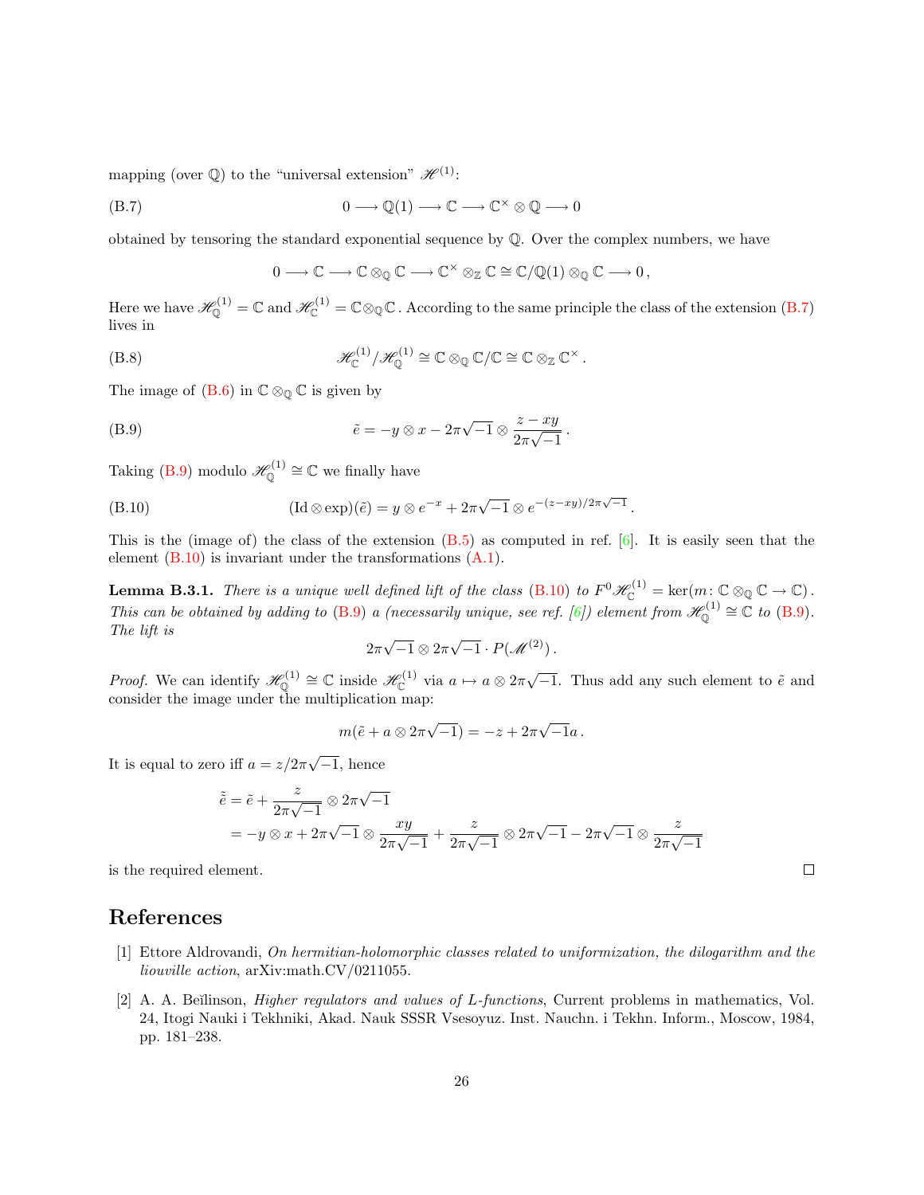mapping (over $\mathbb{Q}$) to the "universal extension" $\mathscr{H}^{(1)}$:

$$0 \longrightarrow \mathbb{Q}(1) \longrightarrow \mathbb{C} \longrightarrow \mathbb{C}^\times \otimes \mathbb{Q} \longrightarrow 0 \tag{B.7}$$

obtained by tensoring the standard exponential sequence by $\mathbb{Q}$. Over the complex numbers, we have

$$0 \longrightarrow \mathbb{C} \longrightarrow \mathbb{C} \otimes_{\mathbb{Q}} \mathbb{C} \longrightarrow \mathbb{C}^\times \otimes_{\mathbb{Z}} \mathbb{C} \cong \mathbb{C}/\mathbb{Q}(1) \otimes_{\mathbb{Q}} \mathbb{C} \longrightarrow 0\,,$$

Here we have $\mathscr{H}^{(1)}_{\mathbb{Q}} = \mathbb{C}$ and $\mathscr{H}^{(1)}_{\mathbb{C}} = \mathbb{C} \otimes_{\mathbb{Q}} \mathbb{C}$. According to the same principle the class of the extension (B.7) lives in

$$\mathscr{H}^{(1)}_{\mathbb{C}} / \mathscr{H}^{(1)}_{\mathbb{Q}} \cong \mathbb{C} \otimes_{\mathbb{Q}} \mathbb{C}/\mathbb{C} \cong \mathbb{C} \otimes_{\mathbb{Z}} \mathbb{C}^\times\,. \tag{B.8}$$

The image of (B.6) in $\mathbb{C} \otimes_{\mathbb{Q}} \mathbb{C}$ is given by

$$\tilde{e} = -y \otimes x - 2\pi\sqrt{-1} \otimes \frac{z - xy}{2\pi\sqrt{-1}}\,. \tag{B.9}$$

Taking (B.9) modulo $\mathscr{H}^{(1)}_{\mathbb{Q}} \cong \mathbb{C}$ we finally have

$$(\mathrm{Id} \otimes \exp)(\tilde{e}) = y \otimes e^{-x} + 2\pi\sqrt{-1} \otimes e^{-(z-xy)/2\pi\sqrt{-1}}\,. \tag{B.10}$$

This is the (image of) the class of the extension (B.5) as computed in ref. [6]. It is easily seen that the element (B.10) is invariant under the transformations (A.1).

**Lemma B.3.1.** *There is a unique well defined lift of the class (B.10) to $F^0\mathscr{H}^{(1)}_{\mathbb{C}} = \ker(m\colon \mathbb{C} \otimes_{\mathbb{Q}} \mathbb{C} \to \mathbb{C})$. This can be obtained by adding to (B.9) a (necessarily unique, see ref. [6]) element from $\mathscr{H}^{(1)}_{\mathbb{Q}} \cong \mathbb{C}$ to (B.9). The lift is*

$$2\pi\sqrt{-1} \otimes 2\pi\sqrt{-1} \cdot P(\mathscr{M}^{(2)})\,.$$

*Proof.* We can identify $\mathscr{H}^{(1)}_{\mathbb{Q}} \cong \mathbb{C}$ inside $\mathscr{H}^{(1)}_{\mathbb{C}}$ via $a \mapsto a \otimes 2\pi\sqrt{-1}$. Thus add any such element to $\tilde{e}$ and consider the image under the multiplication map:

$$m(\tilde{e} + a \otimes 2\pi\sqrt{-1}) = -z + 2\pi\sqrt{-1}a\,.$$

It is equal to zero iff $a = z/2\pi\sqrt{-1}$, hence

$$\begin{aligned}
\tilde{\tilde{e}} &= \tilde{e} + \frac{z}{2\pi\sqrt{-1}} \otimes 2\pi\sqrt{-1} \\
&= -y \otimes x + 2\pi\sqrt{-1} \otimes \frac{xy}{2\pi\sqrt{-1}} + \frac{z}{2\pi\sqrt{-1}} \otimes 2\pi\sqrt{-1} - 2\pi\sqrt{-1} \otimes \frac{z}{2\pi\sqrt{-1}}
\end{aligned}$$

is the required element. □

# References

[1] Ettore Aldrovandi, *On hermitian-holomorphic classes related to uniformization, the dilogarithm and the liouville action*, arXiv:math.CV/0211055.

[2] A. A. Beĭlinson, *Higher regulators and values of L-functions*, Current problems in mathematics, Vol. 24, Itogi Nauki i Tekhniki, Akad. Nauk SSSR Vsesoyuz. Inst. Nauchn. i Tekhn. Inform., Moscow, 1984, pp. 181–238.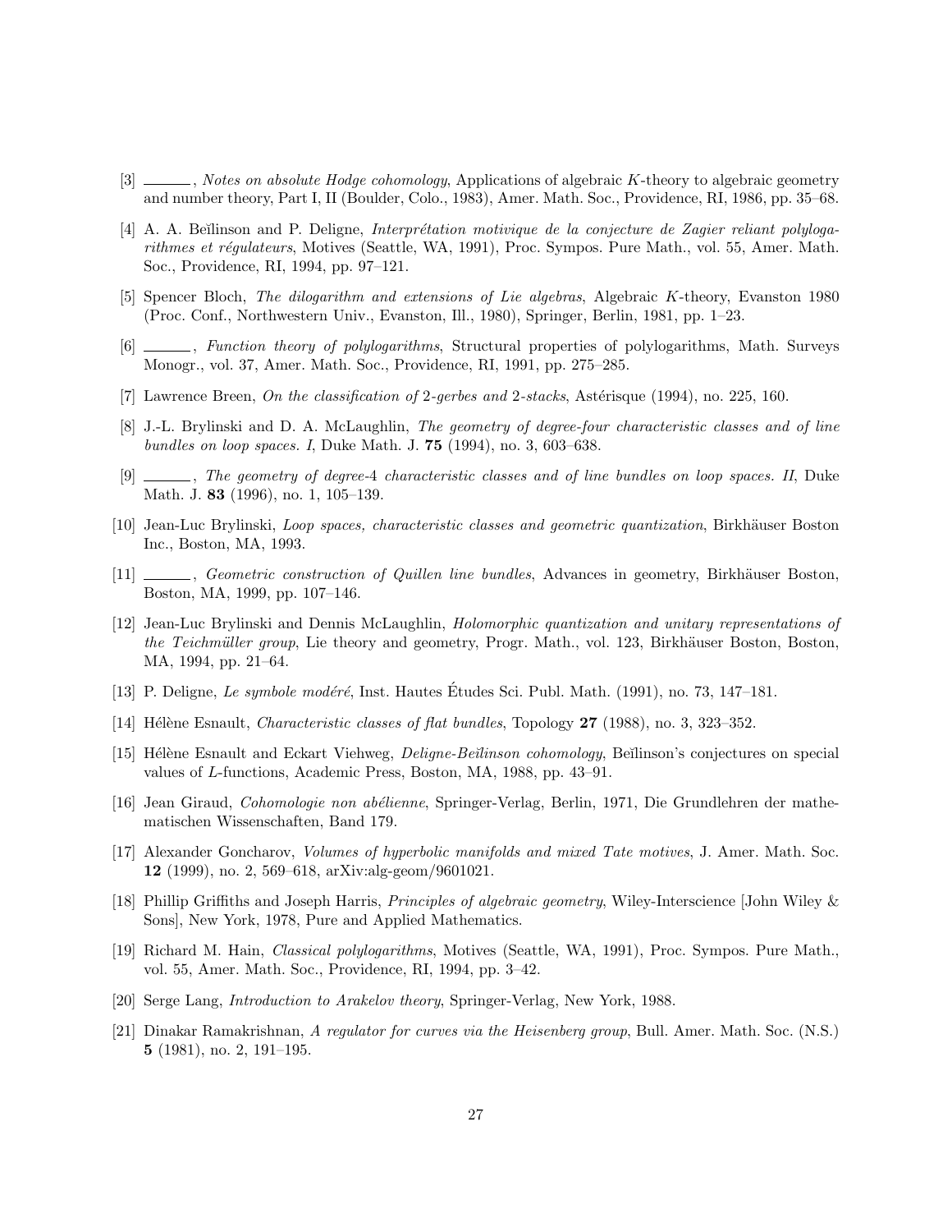[3] ______, *Notes on absolute Hodge cohomology*, Applications of algebraic $K$-theory to algebraic geometry and number theory, Part I, II (Boulder, Colo., 1983), Amer. Math. Soc., Providence, RI, 1986, pp. 35–68.

[4] A. A. Beĭlinson and P. Deligne, *Interprétation motivique de la conjecture de Zagier reliant polylogarithmes et régulateurs*, Motives (Seattle, WA, 1991), Proc. Sympos. Pure Math., vol. 55, Amer. Math. Soc., Providence, RI, 1994, pp. 97–121.

[5] Spencer Bloch, *The dilogarithm and extensions of Lie algebras*, Algebraic $K$-theory, Evanston 1980 (Proc. Conf., Northwestern Univ., Evanston, Ill., 1980), Springer, Berlin, 1981, pp. 1–23.

[6] ______, *Function theory of polylogarithms*, Structural properties of polylogarithms, Math. Surveys Monogr., vol. 37, Amer. Math. Soc., Providence, RI, 1991, pp. 275–285.

[7] Lawrence Breen, *On the classification of 2-gerbes and 2-stacks*, Astérisque (1994), no. 225, 160.

[8] J.-L. Brylinski and D. A. McLaughlin, *The geometry of degree-four characteristic classes and of line bundles on loop spaces. I*, Duke Math. J. **75** (1994), no. 3, 603–638.

[9] ______, *The geometry of degree-4 characteristic classes and of line bundles on loop spaces. II*, Duke Math. J. **83** (1996), no. 1, 105–139.

[10] Jean-Luc Brylinski, *Loop spaces, characteristic classes and geometric quantization*, Birkhäuser Boston Inc., Boston, MA, 1993.

[11] ______, *Geometric construction of Quillen line bundles*, Advances in geometry, Birkhäuser Boston, Boston, MA, 1999, pp. 107–146.

[12] Jean-Luc Brylinski and Dennis McLaughlin, *Holomorphic quantization and unitary representations of the Teichmüller group*, Lie theory and geometry, Progr. Math., vol. 123, Birkhäuser Boston, Boston, MA, 1994, pp. 21–64.

[13] P. Deligne, *Le symbole modéré*, Inst. Hautes Études Sci. Publ. Math. (1991), no. 73, 147–181.

[14] Hélène Esnault, *Characteristic classes of flat bundles*, Topology **27** (1988), no. 3, 323–352.

[15] Hélène Esnault and Eckart Viehweg, *Deligne-Beĭlinson cohomology*, Beĭlinson's conjectures on special values of $L$-functions, Academic Press, Boston, MA, 1988, pp. 43–91.

[16] Jean Giraud, *Cohomologie non abélienne*, Springer-Verlag, Berlin, 1971, Die Grundlehren der mathematischen Wissenschaften, Band 179.

[17] Alexander Goncharov, *Volumes of hyperbolic manifolds and mixed Tate motives*, J. Amer. Math. Soc. **12** (1999), no. 2, 569–618, arXiv:alg-geom/9601021.

[18] Phillip Griffiths and Joseph Harris, *Principles of algebraic geometry*, Wiley-Interscience [John Wiley & Sons], New York, 1978, Pure and Applied Mathematics.

[19] Richard M. Hain, *Classical polylogarithms*, Motives (Seattle, WA, 1991), Proc. Sympos. Pure Math., vol. 55, Amer. Math. Soc., Providence, RI, 1994, pp. 3–42.

[20] Serge Lang, *Introduction to Arakelov theory*, Springer-Verlag, New York, 1988.

[21] Dinakar Ramakrishnan, *A regulator for curves via the Heisenberg group*, Bull. Amer. Math. Soc. (N.S.) **5** (1981), no. 2, 191–195.